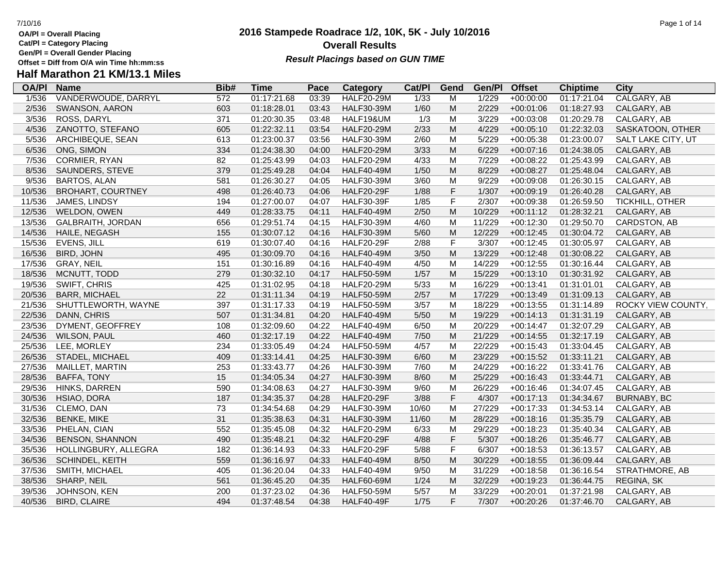**OA/Pl = Overall Placing**
**Cat/Pl = Category Placing**
**Gen/Pl = Overall Gender Placing**
**Offset = Diff from O/A win Time hh:mm:ss**

# 2016 Stampede Roadrace 1/2, 10K, 5K - July 10/2016

## Overall Results

***Result Placings based on GUN TIME***

## Half Marathon 21 KM/13.1 Miles

| OA/Pl | Name | Bib# | Time | Pace | Category | Cat/Pl | Gend | Gen/Pl | Offset | Chiptime | City |
|---|---|---|---|---|---|---|---|---|---|---|---|
| 1/536 | VANDERWOUDE, DARRYL | 572 | 01:17:21.68 | 03:39 | HALF20-29M | 1/33 | M | 1/229 | +00:00:00 | 01:17:21.04 | CALGARY, AB |
| 2/536 | SWANSON, AARON | 603 | 01:18:28.01 | 03:43 | HALF30-39M | 1/60 | M | 2/229 | +00:01:06 | 01:18:27.93 | CALGARY, AB |
| 3/536 | ROSS, DARYL | 371 | 01:20:30.35 | 03:48 | HALF19&UM | 1/3 | M | 3/229 | +00:03:08 | 01:20:29.78 | CALGARY, AB |
| 4/536 | ZANOTTO, STEFANO | 605 | 01:22:32.11 | 03:54 | HALF20-29M | 2/33 | M | 4/229 | +00:05:10 | 01:22:32.03 | SASKATOON, OTHER |
| 5/536 | ARCHIBEQUE, SEAN | 613 | 01:23:00.37 | 03:56 | HALF30-39M | 2/60 | M | 5/229 | +00:05:38 | 01:23:00.07 | SALT LAKE CITY, UT |
| 6/536 | ONG, SIMON | 334 | 01:24:38.30 | 04:00 | HALF20-29M | 3/33 | M | 6/229 | +00:07:16 | 01:24:38.05 | CALGARY, AB |
| 7/536 | CORMIER, RYAN | 82 | 01:25:43.99 | 04:03 | HALF20-29M | 4/33 | M | 7/229 | +00:08:22 | 01:25:43.99 | CALGARY, AB |
| 8/536 | SAUNDERS, STEVE | 379 | 01:25:49.28 | 04:04 | HALF40-49M | 1/50 | M | 8/229 | +00:08:27 | 01:25:48.04 | CALGARY, AB |
| 9/536 | BARTOS, ALAN | 581 | 01:26:30.27 | 04:05 | HALF30-39M | 3/60 | M | 9/229 | +00:09:08 | 01:26:30.15 | CALGARY, AB |
| 10/536 | BROHART, COURTNEY | 498 | 01:26:40.73 | 04:06 | HALF20-29F | 1/88 | F | 1/307 | +00:09:19 | 01:26:40.28 | CALGARY, AB |
| 11/536 | JAMES, LINDSY | 194 | 01:27:00.07 | 04:07 | HALF30-39F | 1/85 | F | 2/307 | +00:09:38 | 01:26:59.50 | TICKHILL, OTHER |
| 12/536 | WELDON, OWEN | 449 | 01:28:33.75 | 04:11 | HALF40-49M | 2/50 | M | 10/229 | +00:11:12 | 01:28:32.21 | CALGARY, AB |
| 13/536 | GALBRAITH, JORDAN | 656 | 01:29:51.74 | 04:15 | HALF30-39M | 4/60 | M | 11/229 | +00:12:30 | 01:29:50.70 | CARDSTON, AB |
| 14/536 | HAILE, NEGASH | 155 | 01:30:07.12 | 04:16 | HALF30-39M | 5/60 | M | 12/229 | +00:12:45 | 01:30:04.72 | CALGARY, AB |
| 15/536 | EVENS, JILL | 619 | 01:30:07.40 | 04:16 | HALF20-29F | 2/88 | F | 3/307 | +00:12:45 | 01:30:05.97 | CALGARY, AB |
| 16/536 | BIRD, JOHN | 495 | 01:30:09.70 | 04:16 | HALF40-49M | 3/50 | M | 13/229 | +00:12:48 | 01:30:08.22 | CALGARY, AB |
| 17/536 | GRAY, NEIL | 151 | 01:30:16.89 | 04:16 | HALF40-49M | 4/50 | M | 14/229 | +00:12:55 | 01:30:16.44 | CALGARY, AB |
| 18/536 | MCNUTT, TODD | 279 | 01:30:32.10 | 04:17 | HALF50-59M | 1/57 | M | 15/229 | +00:13:10 | 01:30:31.92 | CALGARY, AB |
| 19/536 | SWIFT, CHRIS | 425 | 01:31:02.95 | 04:18 | HALF20-29M | 5/33 | M | 16/229 | +00:13:41 | 01:31:01.01 | CALGARY, AB |
| 20/536 | BARR, MICHAEL | 22 | 01:31:11.34 | 04:19 | HALF50-59M | 2/57 | M | 17/229 | +00:13:49 | 01:31:09.13 | CALGARY, AB |
| 21/536 | SHUTTLEWORTH, WAYNE | 397 | 01:31:17.33 | 04:19 | HALF50-59M | 3/57 | M | 18/229 | +00:13:55 | 01:31:14.89 | ROCKY VIEW COUNTY, |
| 22/536 | DANN, CHRIS | 507 | 01:31:34.81 | 04:20 | HALF40-49M | 5/50 | M | 19/229 | +00:14:13 | 01:31:31.19 | CALGARY, AB |
| 23/536 | DYMENT, GEOFFREY | 108 | 01:32:09.60 | 04:22 | HALF40-49M | 6/50 | M | 20/229 | +00:14:47 | 01:32:07.29 | CALGARY, AB |
| 24/536 | WILSON, PAUL | 460 | 01:32:17.19 | 04:22 | HALF40-49M | 7/50 | M | 21/229 | +00:14:55 | 01:32:17.19 | CALGARY, AB |
| 25/536 | LEE, MORLEY | 234 | 01:33:05.49 | 04:24 | HALF50-59M | 4/57 | M | 22/229 | +00:15:43 | 01:33:04.45 | CALGARY, AB |
| 26/536 | STADEL, MICHAEL | 409 | 01:33:14.41 | 04:25 | HALF30-39M | 6/60 | M | 23/229 | +00:15:52 | 01:33:11.21 | CALGARY, AB |
| 27/536 | MAILLET, MARTIN | 253 | 01:33:43.77 | 04:26 | HALF30-39M | 7/60 | M | 24/229 | +00:16:22 | 01:33:41.76 | CALGARY, AB |
| 28/536 | BAFFA, TONY | 15 | 01:34:05.34 | 04:27 | HALF30-39M | 8/60 | M | 25/229 | +00:16:43 | 01:33:44.71 | CALGARY, AB |
| 29/536 | HINKS, DARREN | 590 | 01:34:08.63 | 04:27 | HALF30-39M | 9/60 | M | 26/229 | +00:16:46 | 01:34:07.45 | CALGARY, AB |
| 30/536 | HSIAO, DORA | 187 | 01:34:35.37 | 04:28 | HALF20-29F | 3/88 | F | 4/307 | +00:17:13 | 01:34:34.67 | BURNABY, BC |
| 31/536 | CLEMO, DAN | 73 | 01:34:54.68 | 04:29 | HALF30-39M | 10/60 | M | 27/229 | +00:17:33 | 01:34:53.14 | CALGARY, AB |
| 32/536 | BENKE, MIKE | 31 | 01:35:38.63 | 04:31 | HALF30-39M | 11/60 | M | 28/229 | +00:18:16 | 01:35:35.79 | CALGARY, AB |
| 33/536 | PHELAN, CIAN | 552 | 01:35:45.08 | 04:32 | HALF20-29M | 6/33 | M | 29/229 | +00:18:23 | 01:35:40.34 | CALGARY, AB |
| 34/536 | BENSON, SHANNON | 490 | 01:35:48.21 | 04:32 | HALF20-29F | 4/88 | F | 5/307 | +00:18:26 | 01:35:46.77 | CALGARY, AB |
| 35/536 | HOLLINGBURY, ALLEGRA | 182 | 01:36:14.93 | 04:33 | HALF20-29F | 5/88 | F | 6/307 | +00:18:53 | 01:36:13.57 | CALGARY, AB |
| 36/536 | SCHINDEL, KEITH | 559 | 01:36:16.97 | 04:33 | HALF40-49M | 8/50 | M | 30/229 | +00:18:55 | 01:36:09.44 | CALGARY, AB |
| 37/536 | SMITH, MICHAEL | 405 | 01:36:20.04 | 04:33 | HALF40-49M | 9/50 | M | 31/229 | +00:18:58 | 01:36:16.54 | STRATHMORE, AB |
| 38/536 | SHARP, NEIL | 561 | 01:36:45.20 | 04:35 | HALF60-69M | 1/24 | M | 32/229 | +00:19:23 | 01:36:44.75 | REGINA, SK |
| 39/536 | JOHNSON, KEN | 200 | 01:37:23.02 | 04:36 | HALF50-59M | 5/57 | M | 33/229 | +00:20:01 | 01:37:21.98 | CALGARY, AB |
| 40/536 | BIRD, CLAIRE | 494 | 01:37:48.54 | 04:38 | HALF40-49F | 1/75 | F | 7/307 | +00:20:26 | 01:37:46.70 | CALGARY, AB |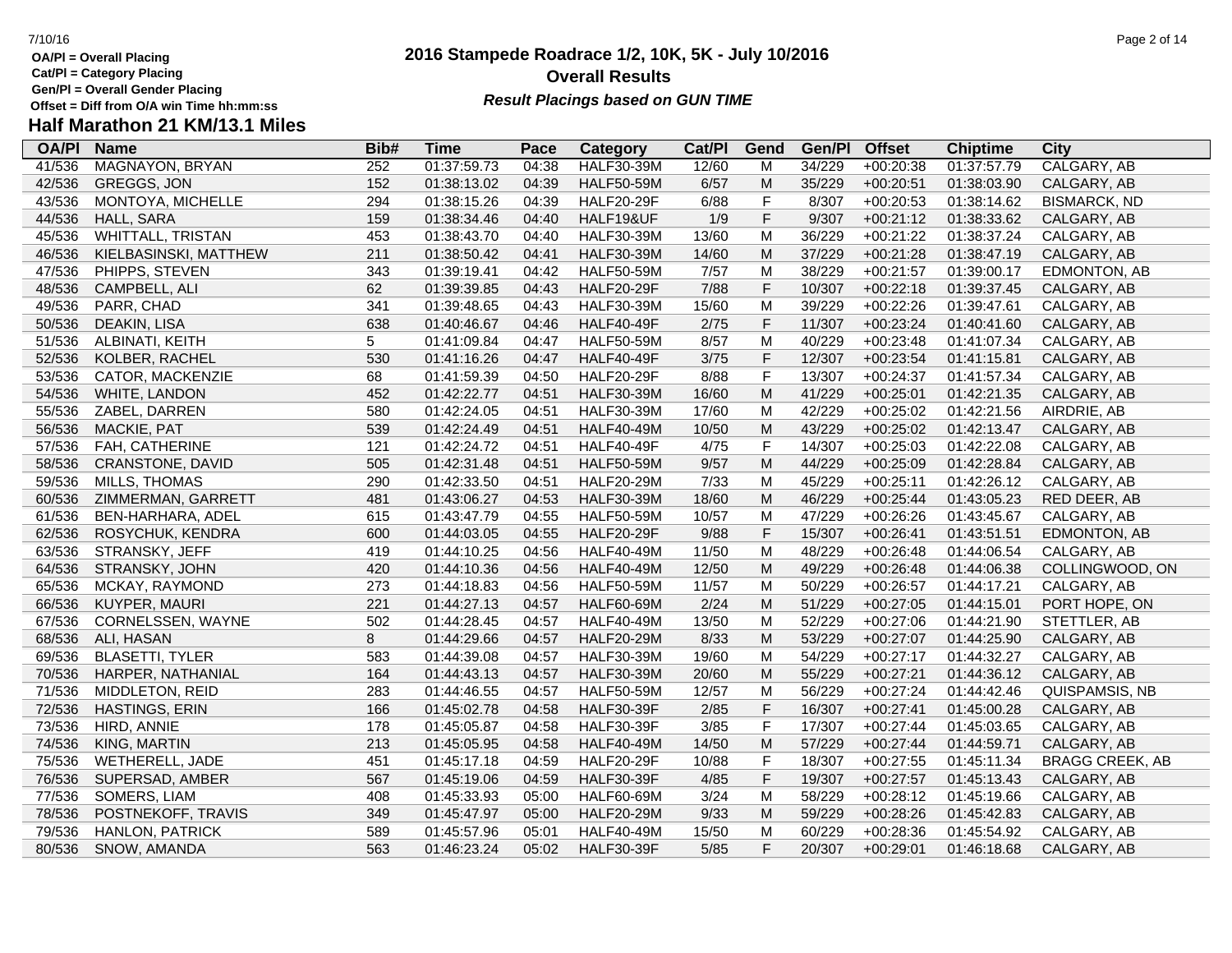OA/Pl = Overall Placing
Cat/Pl = Category Placing
Gen/Pl = Overall Gender Placing
Offset = Diff from O/A win Time hh:mm:ss

# 2016 Stampede Roadrace 1/2, 10K, 5K - July 10/2016

**Overall Results**

***Result Placings based on GUN TIME***

## Half Marathon 21 KM/13.1 Miles

| OA/Pl | Name | Bib# | Time | Pace | Category | Cat/Pl | Gend | Gen/Pl | Offset | Chiptime | City |
|---|---|---|---|---|---|---|---|---|---|---|---|
| 41/536 | MAGNAYON, BRYAN | 252 | 01:37:59.73 | 04:38 | HALF30-39M | 12/60 | M | 34/229 | +00:20:38 | 01:37:57.79 | CALGARY, AB |
| 42/536 | GREGGS, JON | 152 | 01:38:13.02 | 04:39 | HALF50-59M | 6/57 | M | 35/229 | +00:20:51 | 01:38:03.90 | CALGARY, AB |
| 43/536 | MONTOYA, MICHELLE | 294 | 01:38:15.26 | 04:39 | HALF20-29F | 6/88 | F | 8/307 | +00:20:53 | 01:38:14.62 | BISMARCK, ND |
| 44/536 | HALL, SARA | 159 | 01:38:34.46 | 04:40 | HALF19&UF | 1/9 | F | 9/307 | +00:21:12 | 01:38:33.62 | CALGARY, AB |
| 45/536 | WHITTALL, TRISTAN | 453 | 01:38:43.70 | 04:40 | HALF30-39M | 13/60 | M | 36/229 | +00:21:22 | 01:38:37.24 | CALGARY, AB |
| 46/536 | KIELBASINSKI, MATTHEW | 211 | 01:38:50.42 | 04:41 | HALF30-39M | 14/60 | M | 37/229 | +00:21:28 | 01:38:47.19 | CALGARY, AB |
| 47/536 | PHIPPS, STEVEN | 343 | 01:39:19.41 | 04:42 | HALF50-59M | 7/57 | M | 38/229 | +00:21:57 | 01:39:00.17 | EDMONTON, AB |
| 48/536 | CAMPBELL, ALI | 62 | 01:39:39.85 | 04:43 | HALF20-29F | 7/88 | F | 10/307 | +00:22:18 | 01:39:37.45 | CALGARY, AB |
| 49/536 | PARR, CHAD | 341 | 01:39:48.65 | 04:43 | HALF30-39M | 15/60 | M | 39/229 | +00:22:26 | 01:39:47.61 | CALGARY, AB |
| 50/536 | DEAKIN, LISA | 638 | 01:40:46.67 | 04:46 | HALF40-49F | 2/75 | F | 11/307 | +00:23:24 | 01:40:41.60 | CALGARY, AB |
| 51/536 | ALBINATI, KEITH | 5 | 01:41:09.84 | 04:47 | HALF50-59M | 8/57 | M | 40/229 | +00:23:48 | 01:41:07.34 | CALGARY, AB |
| 52/536 | KOLBER, RACHEL | 530 | 01:41:16.26 | 04:47 | HALF40-49F | 3/75 | F | 12/307 | +00:23:54 | 01:41:15.81 | CALGARY, AB |
| 53/536 | CATOR, MACKENZIE | 68 | 01:41:59.39 | 04:50 | HALF20-29F | 8/88 | F | 13/307 | +00:24:37 | 01:41:57.34 | CALGARY, AB |
| 54/536 | WHITE, LANDON | 452 | 01:42:22.77 | 04:51 | HALF30-39M | 16/60 | M | 41/229 | +00:25:01 | 01:42:21.35 | CALGARY, AB |
| 55/536 | ZABEL, DARREN | 580 | 01:42:24.05 | 04:51 | HALF30-39M | 17/60 | M | 42/229 | +00:25:02 | 01:42:21.56 | AIRDRIE, AB |
| 56/536 | MACKIE, PAT | 539 | 01:42:24.49 | 04:51 | HALF40-49M | 10/50 | M | 43/229 | +00:25:02 | 01:42:13.47 | CALGARY, AB |
| 57/536 | FAH, CATHERINE | 121 | 01:42:24.72 | 04:51 | HALF40-49F | 4/75 | F | 14/307 | +00:25:03 | 01:42:22.08 | CALGARY, AB |
| 58/536 | CRANSTONE, DAVID | 505 | 01:42:31.48 | 04:51 | HALF50-59M | 9/57 | M | 44/229 | +00:25:09 | 01:42:28.84 | CALGARY, AB |
| 59/536 | MILLS, THOMAS | 290 | 01:42:33.50 | 04:51 | HALF20-29M | 7/33 | M | 45/229 | +00:25:11 | 01:42:26.12 | CALGARY, AB |
| 60/536 | ZIMMERMAN, GARRETT | 481 | 01:43:06.27 | 04:53 | HALF30-39M | 18/60 | M | 46/229 | +00:25:44 | 01:43:05.23 | RED DEER, AB |
| 61/536 | BEN-HARHARA, ADEL | 615 | 01:43:47.79 | 04:55 | HALF50-59M | 10/57 | M | 47/229 | +00:26:26 | 01:43:45.67 | CALGARY, AB |
| 62/536 | ROSYCHUK, KENDRA | 600 | 01:44:03.05 | 04:55 | HALF20-29F | 9/88 | F | 15/307 | +00:26:41 | 01:43:51.51 | EDMONTON, AB |
| 63/536 | STRANSKY, JEFF | 419 | 01:44:10.25 | 04:56 | HALF40-49M | 11/50 | M | 48/229 | +00:26:48 | 01:44:06.54 | CALGARY, AB |
| 64/536 | STRANSKY, JOHN | 420 | 01:44:10.36 | 04:56 | HALF40-49M | 12/50 | M | 49/229 | +00:26:48 | 01:44:06.38 | COLLINGWOOD, ON |
| 65/536 | MCKAY, RAYMOND | 273 | 01:44:18.83 | 04:56 | HALF50-59M | 11/57 | M | 50/229 | +00:26:57 | 01:44:17.21 | CALGARY, AB |
| 66/536 | KUYPER, MAURI | 221 | 01:44:27.13 | 04:57 | HALF60-69M | 2/24 | M | 51/229 | +00:27:05 | 01:44:15.01 | PORT HOPE, ON |
| 67/536 | CORNELSSEN, WAYNE | 502 | 01:44:28.45 | 04:57 | HALF40-49M | 13/50 | M | 52/229 | +00:27:06 | 01:44:21.90 | STETTLER, AB |
| 68/536 | ALI, HASAN | 8 | 01:44:29.66 | 04:57 | HALF20-29M | 8/33 | M | 53/229 | +00:27:07 | 01:44:25.90 | CALGARY, AB |
| 69/536 | BLASETTI, TYLER | 583 | 01:44:39.08 | 04:57 | HALF30-39M | 19/60 | M | 54/229 | +00:27:17 | 01:44:32.27 | CALGARY, AB |
| 70/536 | HARPER, NATHANIAL | 164 | 01:44:43.13 | 04:57 | HALF30-39M | 20/60 | M | 55/229 | +00:27:21 | 01:44:36.12 | CALGARY, AB |
| 71/536 | MIDDLETON, REID | 283 | 01:44:46.55 | 04:57 | HALF50-59M | 12/57 | M | 56/229 | +00:27:24 | 01:44:42.46 | QUISPAMSIS, NB |
| 72/536 | HASTINGS, ERIN | 166 | 01:45:02.78 | 04:58 | HALF30-39F | 2/85 | F | 16/307 | +00:27:41 | 01:45:00.28 | CALGARY, AB |
| 73/536 | HIRD, ANNIE | 178 | 01:45:05.87 | 04:58 | HALF30-39F | 3/85 | F | 17/307 | +00:27:44 | 01:45:03.65 | CALGARY, AB |
| 74/536 | KING, MARTIN | 213 | 01:45:05.95 | 04:58 | HALF40-49M | 14/50 | M | 57/229 | +00:27:44 | 01:44:59.71 | CALGARY, AB |
| 75/536 | WETHERELL, JADE | 451 | 01:45:17.18 | 04:59 | HALF20-29F | 10/88 | F | 18/307 | +00:27:55 | 01:45:11.34 | BRAGG CREEK, AB |
| 76/536 | SUPERSAD, AMBER | 567 | 01:45:19.06 | 04:59 | HALF30-39F | 4/85 | F | 19/307 | +00:27:57 | 01:45:13.43 | CALGARY, AB |
| 77/536 | SOMERS, LIAM | 408 | 01:45:33.93 | 05:00 | HALF60-69M | 3/24 | M | 58/229 | +00:28:12 | 01:45:19.66 | CALGARY, AB |
| 78/536 | POSTNEKOFF, TRAVIS | 349 | 01:45:47.97 | 05:00 | HALF20-29M | 9/33 | M | 59/229 | +00:28:26 | 01:45:42.83 | CALGARY, AB |
| 79/536 | HANLON, PATRICK | 589 | 01:45:57.96 | 05:01 | HALF40-49M | 15/50 | M | 60/229 | +00:28:36 | 01:45:54.92 | CALGARY, AB |
| 80/536 | SNOW, AMANDA | 563 | 01:46:23.24 | 05:02 | HALF30-39F | 5/85 | F | 20/307 | +00:29:01 | 01:46:18.68 | CALGARY, AB |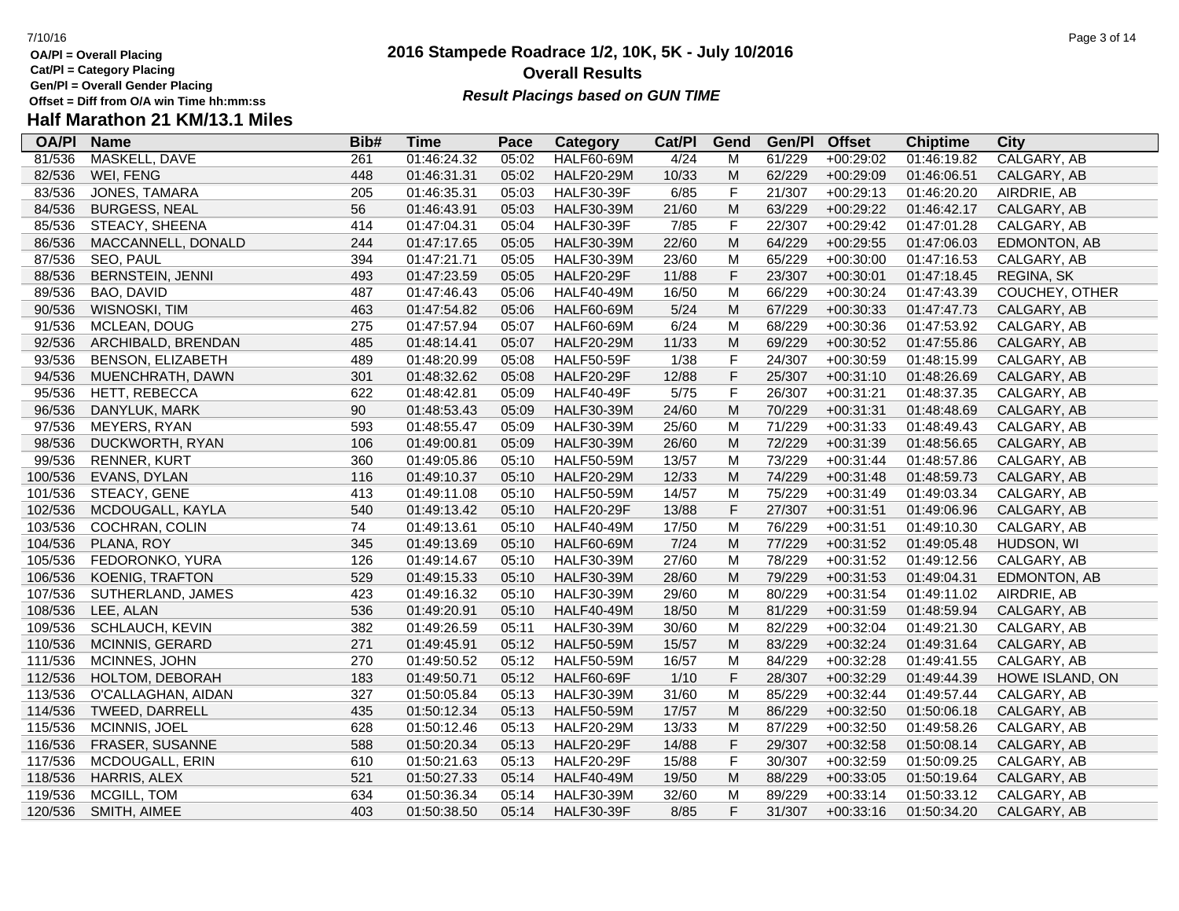OA/Pl = Overall Placing
Cat/Pl = Category Placing
Gen/Pl = Overall Gender Placing
Offset = Diff from O/A win Time hh:mm:ss

# 2016 Stampede Roadrace 1/2, 10K, 5K - July 10/2016

## Overall Results

***Result Placings based on GUN TIME***

## Half Marathon 21 KM/13.1 Miles

| OA/Pl | Name | Bib# | Time | Pace | Category | Cat/Pl | Gend | Gen/Pl | Offset | Chiptime | City |
|---|---|---|---|---|---|---|---|---|---|---|---|
| 81/536 | MASKELL, DAVE | 261 | 01:46:24.32 | 05:02 | HALF60-69M | 4/24 | M | 61/229 | +00:29:02 | 01:46:19.82 | CALGARY, AB |
| 82/536 | WEI, FENG | 448 | 01:46:31.31 | 05:02 | HALF20-29M | 10/33 | M | 62/229 | +00:29:09 | 01:46:06.51 | CALGARY, AB |
| 83/536 | JONES, TAMARA | 205 | 01:46:35.31 | 05:03 | HALF30-39F | 6/85 | F | 21/307 | +00:29:13 | 01:46:20.20 | AIRDRIE, AB |
| 84/536 | BURGESS, NEAL | 56 | 01:46:43.91 | 05:03 | HALF30-39M | 21/60 | M | 63/229 | +00:29:22 | 01:46:42.17 | CALGARY, AB |
| 85/536 | STEACY, SHEENA | 414 | 01:47:04.31 | 05:04 | HALF30-39F | 7/85 | F | 22/307 | +00:29:42 | 01:47:01.28 | CALGARY, AB |
| 86/536 | MACCANNELL, DONALD | 244 | 01:47:17.65 | 05:05 | HALF30-39M | 22/60 | M | 64/229 | +00:29:55 | 01:47:06.03 | EDMONTON, AB |
| 87/536 | SEO, PAUL | 394 | 01:47:21.71 | 05:05 | HALF30-39M | 23/60 | M | 65/229 | +00:30:00 | 01:47:16.53 | CALGARY, AB |
| 88/536 | BERNSTEIN, JENNI | 493 | 01:47:23.59 | 05:05 | HALF20-29F | 11/88 | F | 23/307 | +00:30:01 | 01:47:18.45 | REGINA, SK |
| 89/536 | BAO, DAVID | 487 | 01:47:46.43 | 05:06 | HALF40-49M | 16/50 | M | 66/229 | +00:30:24 | 01:47:43.39 | COUCHEY, OTHER |
| 90/536 | WISNOSKI, TIM | 463 | 01:47:54.82 | 05:06 | HALF60-69M | 5/24 | M | 67/229 | +00:30:33 | 01:47:47.73 | CALGARY, AB |
| 91/536 | MCLEAN, DOUG | 275 | 01:47:57.94 | 05:07 | HALF60-69M | 6/24 | M | 68/229 | +00:30:36 | 01:47:53.92 | CALGARY, AB |
| 92/536 | ARCHIBALD, BRENDAN | 485 | 01:48:14.41 | 05:07 | HALF20-29M | 11/33 | M | 69/229 | +00:30:52 | 01:47:55.86 | CALGARY, AB |
| 93/536 | BENSON, ELIZABETH | 489 | 01:48:20.99 | 05:08 | HALF50-59F | 1/38 | F | 24/307 | +00:30:59 | 01:48:15.99 | CALGARY, AB |
| 94/536 | MUENCHRATH, DAWN | 301 | 01:48:32.62 | 05:08 | HALF20-29F | 12/88 | F | 25/307 | +00:31:10 | 01:48:26.69 | CALGARY, AB |
| 95/536 | HETT, REBECCA | 622 | 01:48:42.81 | 05:09 | HALF40-49F | 5/75 | F | 26/307 | +00:31:21 | 01:48:37.35 | CALGARY, AB |
| 96/536 | DANYLUK, MARK | 90 | 01:48:53.43 | 05:09 | HALF30-39M | 24/60 | M | 70/229 | +00:31:31 | 01:48:48.69 | CALGARY, AB |
| 97/536 | MEYERS, RYAN | 593 | 01:48:55.47 | 05:09 | HALF30-39M | 25/60 | M | 71/229 | +00:31:33 | 01:48:49.43 | CALGARY, AB |
| 98/536 | DUCKWORTH, RYAN | 106 | 01:49:00.81 | 05:09 | HALF30-39M | 26/60 | M | 72/229 | +00:31:39 | 01:48:56.65 | CALGARY, AB |
| 99/536 | RENNER, KURT | 360 | 01:49:05.86 | 05:10 | HALF50-59M | 13/57 | M | 73/229 | +00:31:44 | 01:48:57.86 | CALGARY, AB |
| 100/536 | EVANS, DYLAN | 116 | 01:49:10.37 | 05:10 | HALF20-29M | 12/33 | M | 74/229 | +00:31:48 | 01:48:59.73 | CALGARY, AB |
| 101/536 | STEACY, GENE | 413 | 01:49:11.08 | 05:10 | HALF50-59M | 14/57 | M | 75/229 | +00:31:49 | 01:49:03.34 | CALGARY, AB |
| 102/536 | MCDOUGALL, KAYLA | 540 | 01:49:13.42 | 05:10 | HALF20-29F | 13/88 | F | 27/307 | +00:31:51 | 01:49:06.96 | CALGARY, AB |
| 103/536 | COCHRAN, COLIN | 74 | 01:49:13.61 | 05:10 | HALF40-49M | 17/50 | M | 76/229 | +00:31:51 | 01:49:10.30 | CALGARY, AB |
| 104/536 | PLANA, ROY | 345 | 01:49:13.69 | 05:10 | HALF60-69M | 7/24 | M | 77/229 | +00:31:52 | 01:49:05.48 | HUDSON, WI |
| 105/536 | FEDORONKO, YURA | 126 | 01:49:14.67 | 05:10 | HALF30-39M | 27/60 | M | 78/229 | +00:31:52 | 01:49:12.56 | CALGARY, AB |
| 106/536 | KOENIG, TRAFTON | 529 | 01:49:15.33 | 05:10 | HALF30-39M | 28/60 | M | 79/229 | +00:31:53 | 01:49:04.31 | EDMONTON, AB |
| 107/536 | SUTHERLAND, JAMES | 423 | 01:49:16.32 | 05:10 | HALF30-39M | 29/60 | M | 80/229 | +00:31:54 | 01:49:11.02 | AIRDRIE, AB |
| 108/536 | LEE, ALAN | 536 | 01:49:20.91 | 05:10 | HALF40-49M | 18/50 | M | 81/229 | +00:31:59 | 01:48:59.94 | CALGARY, AB |
| 109/536 | SCHLAUCH, KEVIN | 382 | 01:49:26.59 | 05:11 | HALF30-39M | 30/60 | M | 82/229 | +00:32:04 | 01:49:21.30 | CALGARY, AB |
| 110/536 | MCINNIS, GERARD | 271 | 01:49:45.91 | 05:12 | HALF50-59M | 15/57 | M | 83/229 | +00:32:24 | 01:49:31.64 | CALGARY, AB |
| 111/536 | MCINNES, JOHN | 270 | 01:49:50.52 | 05:12 | HALF50-59M | 16/57 | M | 84/229 | +00:32:28 | 01:49:41.55 | CALGARY, AB |
| 112/536 | HOLTOM, DEBORAH | 183 | 01:49:50.71 | 05:12 | HALF60-69F | 1/10 | F | 28/307 | +00:32:29 | 01:49:44.39 | HOWE ISLAND, ON |
| 113/536 | O'CALLAGHAN, AIDAN | 327 | 01:50:05.84 | 05:13 | HALF30-39M | 31/60 | M | 85/229 | +00:32:44 | 01:49:57.44 | CALGARY, AB |
| 114/536 | TWEED, DARRELL | 435 | 01:50:12.34 | 05:13 | HALF50-59M | 17/57 | M | 86/229 | +00:32:50 | 01:50:06.18 | CALGARY, AB |
| 115/536 | MCINNIS, JOEL | 628 | 01:50:12.46 | 05:13 | HALF20-29M | 13/33 | M | 87/229 | +00:32:50 | 01:49:58.26 | CALGARY, AB |
| 116/536 | FRASER, SUSANNE | 588 | 01:50:20.34 | 05:13 | HALF20-29F | 14/88 | F | 29/307 | +00:32:58 | 01:50:08.14 | CALGARY, AB |
| 117/536 | MCDOUGALL, ERIN | 610 | 01:50:21.63 | 05:13 | HALF20-29F | 15/88 | F | 30/307 | +00:32:59 | 01:50:09.25 | CALGARY, AB |
| 118/536 | HARRIS, ALEX | 521 | 01:50:27.33 | 05:14 | HALF40-49M | 19/50 | M | 88/229 | +00:33:05 | 01:50:19.64 | CALGARY, AB |
| 119/536 | MCGILL, TOM | 634 | 01:50:36.34 | 05:14 | HALF30-39M | 32/60 | M | 89/229 | +00:33:14 | 01:50:33.12 | CALGARY, AB |
| 120/536 | SMITH, AIMEE | 403 | 01:50:38.50 | 05:14 | HALF30-39F | 8/85 | F | 31/307 | +00:33:16 | 01:50:34.20 | CALGARY, AB |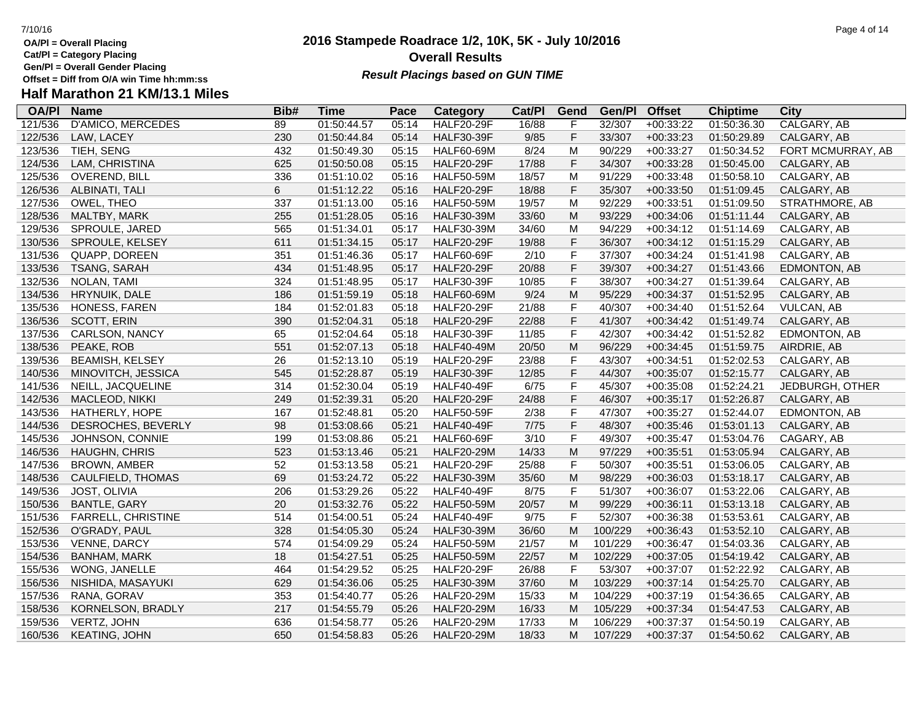**OA/Pl = Overall Placing**
**Cat/Pl = Category Placing**
**Gen/Pl = Overall Gender Placing**
**Offset = Diff from O/A win Time hh:mm:ss**

# 2016 Stampede Roadrace 1/2, 10K, 5K - July 10/2016

## Overall Results

***Result Placings based on GUN TIME***

## Half Marathon 21 KM/13.1 Miles

| OA/Pl | Name | Bib# | Time | Pace | Category | Cat/Pl | Gend | Gen/Pl | Offset | Chiptime | City |
|---|---|---|---|---|---|---|---|---|---|---|---|
| 121/536 | D'AMICO, MERCEDES | 89 | 01:50:44.57 | 05:14 | HALF20-29F | 16/88 | F | 32/307 | +00:33:22 | 01:50:36.30 | CALGARY, AB |
| 122/536 | LAW, LACEY | 230 | 01:50:44.84 | 05:14 | HALF30-39F | 9/85 | F | 33/307 | +00:33:23 | 01:50:29.89 | CALGARY, AB |
| 123/536 | TIEH, SENG | 432 | 01:50:49.30 | 05:15 | HALF60-69M | 8/24 | M | 90/229 | +00:33:27 | 01:50:34.52 | FORT MCMURRAY, AB |
| 124/536 | LAM, CHRISTINA | 625 | 01:50:50.08 | 05:15 | HALF20-29F | 17/88 | F | 34/307 | +00:33:28 | 01:50:45.00 | CALGARY, AB |
| 125/536 | OVEREND, BILL | 336 | 01:51:10.02 | 05:16 | HALF50-59M | 18/57 | M | 91/229 | +00:33:48 | 01:50:58.10 | CALGARY, AB |
| 126/536 | ALBINATI, TALI | 6 | 01:51:12.22 | 05:16 | HALF20-29F | 18/88 | F | 35/307 | +00:33:50 | 01:51:09.45 | CALGARY, AB |
| 127/536 | OWEL, THEO | 337 | 01:51:13.00 | 05:16 | HALF50-59M | 19/57 | M | 92/229 | +00:33:51 | 01:51:09.50 | STRATHMORE, AB |
| 128/536 | MALTBY, MARK | 255 | 01:51:28.05 | 05:16 | HALF30-39M | 33/60 | M | 93/229 | +00:34:06 | 01:51:11.44 | CALGARY, AB |
| 129/536 | SPROULE, JARED | 565 | 01:51:34.01 | 05:17 | HALF30-39M | 34/60 | M | 94/229 | +00:34:12 | 01:51:14.69 | CALGARY, AB |
| 130/536 | SPROULE, KELSEY | 611 | 01:51:34.15 | 05:17 | HALF20-29F | 19/88 | F | 36/307 | +00:34:12 | 01:51:15.29 | CALGARY, AB |
| 131/536 | QUAPP, DOREEN | 351 | 01:51:46.36 | 05:17 | HALF60-69F | 2/10 | F | 37/307 | +00:34:24 | 01:51:41.98 | CALGARY, AB |
| 133/536 | TSANG, SARAH | 434 | 01:51:48.95 | 05:17 | HALF20-29F | 20/88 | F | 39/307 | +00:34:27 | 01:51:43.66 | EDMONTON, AB |
| 132/536 | NOLAN, TAMI | 324 | 01:51:48.95 | 05:17 | HALF30-39F | 10/85 | F | 38/307 | +00:34:27 | 01:51:39.64 | CALGARY, AB |
| 134/536 | HRYNUIK, DALE | 186 | 01:51:59.19 | 05:18 | HALF60-69M | 9/24 | M | 95/229 | +00:34:37 | 01:51:52.95 | CALGARY, AB |
| 135/536 | HONESS, FAREN | 184 | 01:52:01.83 | 05:18 | HALF20-29F | 21/88 | F | 40/307 | +00:34:40 | 01:51:52.64 | VULCAN, AB |
| 136/536 | SCOTT, ERIN | 390 | 01:52:04.31 | 05:18 | HALF20-29F | 22/88 | F | 41/307 | +00:34:42 | 01:51:49.74 | CALGARY, AB |
| 137/536 | CARLSON, NANCY | 65 | 01:52:04.64 | 05:18 | HALF30-39F | 11/85 | F | 42/307 | +00:34:42 | 01:51:52.82 | EDMONTON, AB |
| 138/536 | PEAKE, ROB | 551 | 01:52:07.13 | 05:18 | HALF40-49M | 20/50 | M | 96/229 | +00:34:45 | 01:51:59.75 | AIRDRIE, AB |
| 139/536 | BEAMISH, KELSEY | 26 | 01:52:13.10 | 05:19 | HALF20-29F | 23/88 | F | 43/307 | +00:34:51 | 01:52:02.53 | CALGARY, AB |
| 140/536 | MINOVITCH, JESSICA | 545 | 01:52:28.87 | 05:19 | HALF30-39F | 12/85 | F | 44/307 | +00:35:07 | 01:52:15.77 | CALGARY, AB |
| 141/536 | NEILL, JACQUELINE | 314 | 01:52:30.04 | 05:19 | HALF40-49F | 6/75 | F | 45/307 | +00:35:08 | 01:52:24.21 | JEDBURGH, OTHER |
| 142/536 | MACLEOD, NIKKI | 249 | 01:52:39.31 | 05:20 | HALF20-29F | 24/88 | F | 46/307 | +00:35:17 | 01:52:26.87 | CALGARY, AB |
| 143/536 | HATHERLY, HOPE | 167 | 01:52:48.81 | 05:20 | HALF50-59F | 2/38 | F | 47/307 | +00:35:27 | 01:52:44.07 | EDMONTON, AB |
| 144/536 | DESROCHES, BEVERLY | 98 | 01:53:08.66 | 05:21 | HALF40-49F | 7/75 | F | 48/307 | +00:35:46 | 01:53:01.13 | CALGARY, AB |
| 145/536 | JOHNSON, CONNIE | 199 | 01:53:08.86 | 05:21 | HALF60-69F | 3/10 | F | 49/307 | +00:35:47 | 01:53:04.76 | CAGARY, AB |
| 146/536 | HAUGHN, CHRIS | 523 | 01:53:13.46 | 05:21 | HALF20-29M | 14/33 | M | 97/229 | +00:35:51 | 01:53:05.94 | CALGARY, AB |
| 147/536 | BROWN, AMBER | 52 | 01:53:13.58 | 05:21 | HALF20-29F | 25/88 | F | 50/307 | +00:35:51 | 01:53:06.05 | CALGARY, AB |
| 148/536 | CAULFIELD, THOMAS | 69 | 01:53:24.72 | 05:22 | HALF30-39M | 35/60 | M | 98/229 | +00:36:03 | 01:53:18.17 | CALGARY, AB |
| 149/536 | JOST, OLIVIA | 206 | 01:53:29.26 | 05:22 | HALF40-49F | 8/75 | F | 51/307 | +00:36:07 | 01:53:22.06 | CALGARY, AB |
| 150/536 | BANTLE, GARY | 20 | 01:53:32.76 | 05:22 | HALF50-59M | 20/57 | M | 99/229 | +00:36:11 | 01:53:13.18 | CALGARY, AB |
| 151/536 | FARRELL, CHRISTINE | 514 | 01:54:00.51 | 05:24 | HALF40-49F | 9/75 | F | 52/307 | +00:36:38 | 01:53:53.61 | CALGARY, AB |
| 152/536 | O'GRADY, PAUL | 328 | 01:54:05.30 | 05:24 | HALF30-39M | 36/60 | M | 100/229 | +00:36:43 | 01:53:52.10 | CALGARY, AB |
| 153/536 | VENNE, DARCY | 574 | 01:54:09.29 | 05:24 | HALF50-59M | 21/57 | M | 101/229 | +00:36:47 | 01:54:03.36 | CALGARY, AB |
| 154/536 | BANHAM, MARK | 18 | 01:54:27.51 | 05:25 | HALF50-59M | 22/57 | M | 102/229 | +00:37:05 | 01:54:19.42 | CALGARY, AB |
| 155/536 | WONG, JANELLE | 464 | 01:54:29.52 | 05:25 | HALF20-29F | 26/88 | F | 53/307 | +00:37:07 | 01:52:22.92 | CALGARY, AB |
| 156/536 | NISHIDA, MASAYUKI | 629 | 01:54:36.06 | 05:25 | HALF30-39M | 37/60 | M | 103/229 | +00:37:14 | 01:54:25.70 | CALGARY, AB |
| 157/536 | RANA, GORAV | 353 | 01:54:40.77 | 05:26 | HALF20-29M | 15/33 | M | 104/229 | +00:37:19 | 01:54:36.65 | CALGARY, AB |
| 158/536 | KORNELSON, BRADLY | 217 | 01:54:55.79 | 05:26 | HALF20-29M | 16/33 | M | 105/229 | +00:37:34 | 01:54:47.53 | CALGARY, AB |
| 159/536 | VERTZ, JOHN | 636 | 01:54:58.77 | 05:26 | HALF20-29M | 17/33 | M | 106/229 | +00:37:37 | 01:54:50.19 | CALGARY, AB |
| 160/536 | KEATING, JOHN | 650 | 01:54:58.83 | 05:26 | HALF20-29M | 18/33 | M | 107/229 | +00:37:37 | 01:54:50.62 | CALGARY, AB |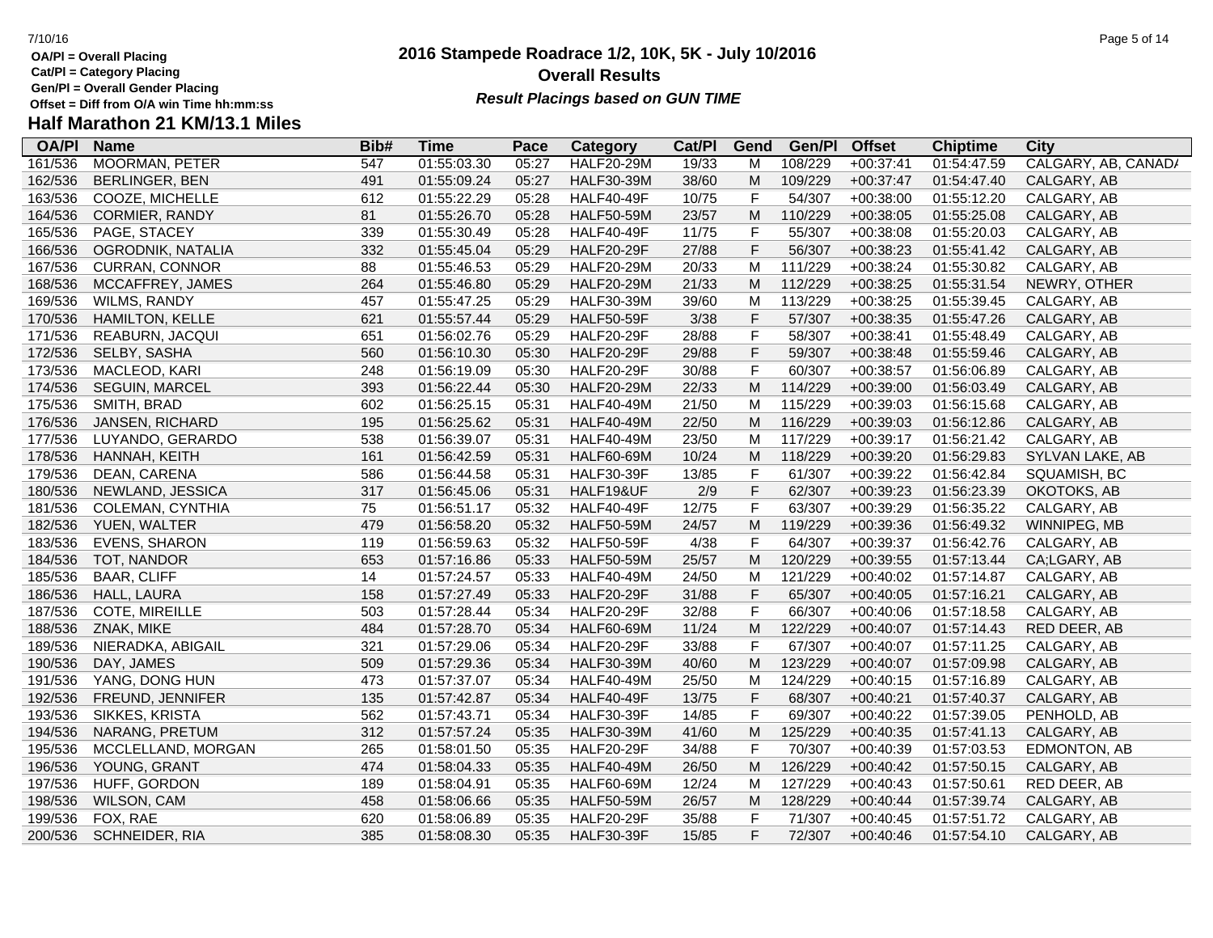OA/Pl = Overall Placing
Cat/Pl = Category Placing
Gen/Pl = Overall Gender Placing
Offset = Diff from O/A win Time hh:mm:ss

# 2016 Stampede Roadrace 1/2, 10K, 5K - July 10/2016

## Overall Results

***Result Placings based on GUN TIME***

## Half Marathon 21 KM/13.1 Miles

| OA/Pl | Name | Bib# | Time | Pace | Category | Cat/Pl | Gend | Gen/Pl | Offset | Chiptime | City |
|---|---|---|---|---|---|---|---|---|---|---|---|
| 161/536 | MOORMAN, PETER | 547 | 01:55:03.30 | 05:27 | HALF20-29M | 19/33 | M | 108/229 | +00:37:41 | 01:54:47.59 | CALGARY, AB, CANADA |
| 162/536 | BERLINGER, BEN | 491 | 01:55:09.24 | 05:27 | HALF30-39M | 38/60 | M | 109/229 | +00:37:47 | 01:54:47.40 | CALGARY, AB |
| 163/536 | COOZE, MICHELLE | 612 | 01:55:22.29 | 05:28 | HALF40-49F | 10/75 | F | 54/307 | +00:38:00 | 01:55:12.20 | CALGARY, AB |
| 164/536 | CORMIER, RANDY | 81 | 01:55:26.70 | 05:28 | HALF50-59M | 23/57 | M | 110/229 | +00:38:05 | 01:55:25.08 | CALGARY, AB |
| 165/536 | PAGE, STACEY | 339 | 01:55:30.49 | 05:28 | HALF40-49F | 11/75 | F | 55/307 | +00:38:08 | 01:55:20.03 | CALGARY, AB |
| 166/536 | OGRODNIK, NATALIA | 332 | 01:55:45.04 | 05:29 | HALF20-29F | 27/88 | F | 56/307 | +00:38:23 | 01:55:41.42 | CALGARY, AB |
| 167/536 | CURRAN, CONNOR | 88 | 01:55:46.53 | 05:29 | HALF20-29M | 20/33 | M | 111/229 | +00:38:24 | 01:55:30.82 | CALGARY, AB |
| 168/536 | MCCAFFREY, JAMES | 264 | 01:55:46.80 | 05:29 | HALF20-29M | 21/33 | M | 112/229 | +00:38:25 | 01:55:31.54 | NEWRY, OTHER |
| 169/536 | WILMS, RANDY | 457 | 01:55:47.25 | 05:29 | HALF30-39M | 39/60 | M | 113/229 | +00:38:25 | 01:55:39.45 | CALGARY, AB |
| 170/536 | HAMILTON, KELLE | 621 | 01:55:57.44 | 05:29 | HALF50-59F | 3/38 | F | 57/307 | +00:38:35 | 01:55:47.26 | CALGARY, AB |
| 171/536 | REABURN, JACQUI | 651 | 01:56:02.76 | 05:29 | HALF20-29F | 28/88 | F | 58/307 | +00:38:41 | 01:55:48.49 | CALGARY, AB |
| 172/536 | SELBY, SASHA | 560 | 01:56:10.30 | 05:30 | HALF20-29F | 29/88 | F | 59/307 | +00:38:48 | 01:55:59.46 | CALGARY, AB |
| 173/536 | MACLEOD, KARI | 248 | 01:56:19.09 | 05:30 | HALF20-29F | 30/88 | F | 60/307 | +00:38:57 | 01:56:06.89 | CALGARY, AB |
| 174/536 | SEGUIN, MARCEL | 393 | 01:56:22.44 | 05:30 | HALF20-29M | 22/33 | M | 114/229 | +00:39:00 | 01:56:03.49 | CALGARY, AB |
| 175/536 | SMITH, BRAD | 602 | 01:56:25.15 | 05:31 | HALF40-49M | 21/50 | M | 115/229 | +00:39:03 | 01:56:15.68 | CALGARY, AB |
| 176/536 | JANSEN, RICHARD | 195 | 01:56:25.62 | 05:31 | HALF40-49M | 22/50 | M | 116/229 | +00:39:03 | 01:56:12.86 | CALGARY, AB |
| 177/536 | LUYANDO, GERARDO | 538 | 01:56:39.07 | 05:31 | HALF40-49M | 23/50 | M | 117/229 | +00:39:17 | 01:56:21.42 | CALGARY, AB |
| 178/536 | HANNAH, KEITH | 161 | 01:56:42.59 | 05:31 | HALF60-69M | 10/24 | M | 118/229 | +00:39:20 | 01:56:29.83 | SYLVAN LAKE, AB |
| 179/536 | DEAN, CARENA | 586 | 01:56:44.58 | 05:31 | HALF30-39F | 13/85 | F | 61/307 | +00:39:22 | 01:56:42.84 | SQUAMISH, BC |
| 180/536 | NEWLAND, JESSICA | 317 | 01:56:45.06 | 05:31 | HALF19&UF | 2/9 | F | 62/307 | +00:39:23 | 01:56:23.39 | OKOTOKS, AB |
| 181/536 | COLEMAN, CYNTHIA | 75 | 01:56:51.17 | 05:32 | HALF40-49F | 12/75 | F | 63/307 | +00:39:29 | 01:56:35.22 | CALGARY, AB |
| 182/536 | YUEN, WALTER | 479 | 01:56:58.20 | 05:32 | HALF50-59M | 24/57 | M | 119/229 | +00:39:36 | 01:56:49.32 | WINNIPEG, MB |
| 183/536 | EVENS, SHARON | 119 | 01:56:59.63 | 05:32 | HALF50-59F | 4/38 | F | 64/307 | +00:39:37 | 01:56:42.76 | CALGARY, AB |
| 184/536 | TOT, NANDOR | 653 | 01:57:16.86 | 05:33 | HALF50-59M | 25/57 | M | 120/229 | +00:39:55 | 01:57:13.44 | CA;LGARY, AB |
| 185/536 | BAAR, CLIFF | 14 | 01:57:24.57 | 05:33 | HALF40-49M | 24/50 | M | 121/229 | +00:40:02 | 01:57:14.87 | CALGARY, AB |
| 186/536 | HALL, LAURA | 158 | 01:57:27.49 | 05:33 | HALF20-29F | 31/88 | F | 65/307 | +00:40:05 | 01:57:16.21 | CALGARY, AB |
| 187/536 | COTE, MIREILLE | 503 | 01:57:28.44 | 05:34 | HALF20-29F | 32/88 | F | 66/307 | +00:40:06 | 01:57:18.58 | CALGARY, AB |
| 188/536 | ZNAK, MIKE | 484 | 01:57:28.70 | 05:34 | HALF60-69M | 11/24 | M | 122/229 | +00:40:07 | 01:57:14.43 | RED DEER, AB |
| 189/536 | NIERADKA, ABIGAIL | 321 | 01:57:29.06 | 05:34 | HALF20-29F | 33/88 | F | 67/307 | +00:40:07 | 01:57:11.25 | CALGARY, AB |
| 190/536 | DAY, JAMES | 509 | 01:57:29.36 | 05:34 | HALF30-39M | 40/60 | M | 123/229 | +00:40:07 | 01:57:09.98 | CALGARY, AB |
| 191/536 | YANG, DONG HUN | 473 | 01:57:37.07 | 05:34 | HALF40-49M | 25/50 | M | 124/229 | +00:40:15 | 01:57:16.89 | CALGARY, AB |
| 192/536 | FREUND, JENNIFER | 135 | 01:57:42.87 | 05:34 | HALF40-49F | 13/75 | F | 68/307 | +00:40:21 | 01:57:40.37 | CALGARY, AB |
| 193/536 | SIKKES, KRISTA | 562 | 01:57:43.71 | 05:34 | HALF30-39F | 14/85 | F | 69/307 | +00:40:22 | 01:57:39.05 | PENHOLD, AB |
| 194/536 | NARANG, PRETUM | 312 | 01:57:57.24 | 05:35 | HALF30-39M | 41/60 | M | 125/229 | +00:40:35 | 01:57:41.13 | CALGARY, AB |
| 195/536 | MCCLELLAND, MORGAN | 265 | 01:58:01.50 | 05:35 | HALF20-29F | 34/88 | F | 70/307 | +00:40:39 | 01:57:03.53 | EDMONTON, AB |
| 196/536 | YOUNG, GRANT | 474 | 01:58:04.33 | 05:35 | HALF40-49M | 26/50 | M | 126/229 | +00:40:42 | 01:57:50.15 | CALGARY, AB |
| 197/536 | HUFF, GORDON | 189 | 01:58:04.91 | 05:35 | HALF60-69M | 12/24 | M | 127/229 | +00:40:43 | 01:57:50.61 | RED DEER, AB |
| 198/536 | WILSON, CAM | 458 | 01:58:06.66 | 05:35 | HALF50-59M | 26/57 | M | 128/229 | +00:40:44 | 01:57:39.74 | CALGARY, AB |
| 199/536 | FOX, RAE | 620 | 01:58:06.89 | 05:35 | HALF20-29F | 35/88 | F | 71/307 | +00:40:45 | 01:57:51.72 | CALGARY, AB |
| 200/536 | SCHNEIDER, RIA | 385 | 01:58:08.30 | 05:35 | HALF30-39F | 15/85 | F | 72/307 | +00:40:46 | 01:57:54.10 | CALGARY, AB |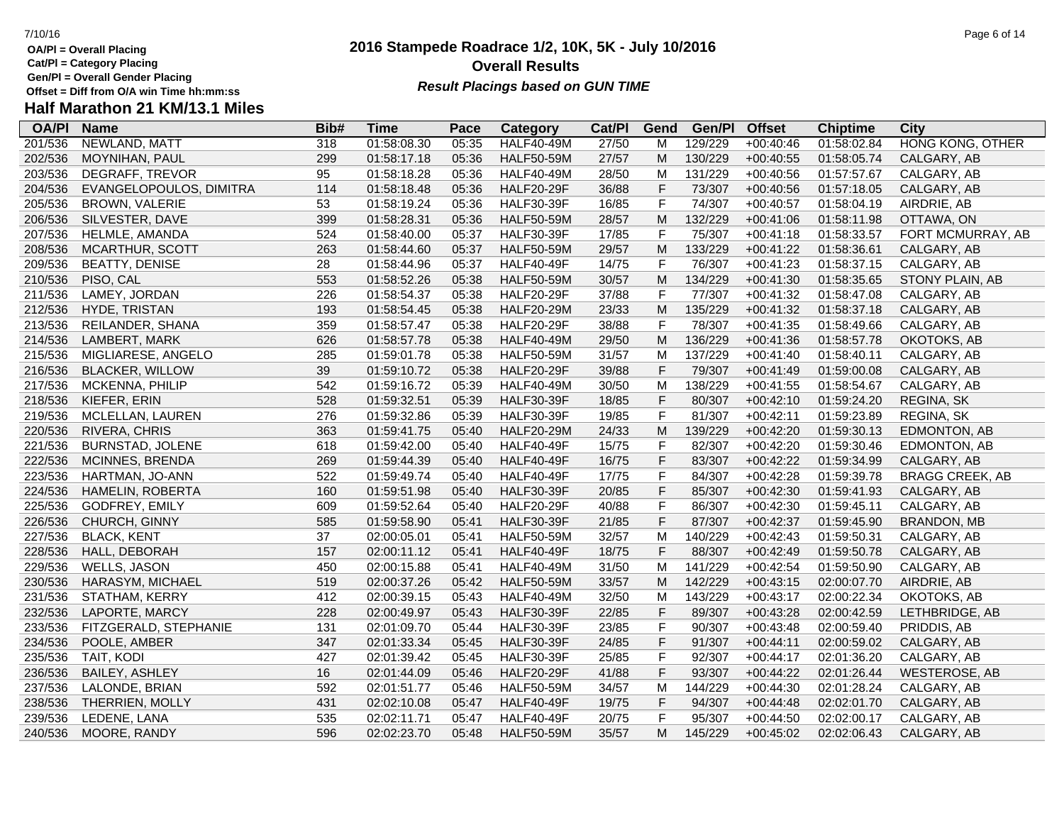OA/Pl = Overall Placing
Cat/Pl = Category Placing
Gen/Pl = Overall Gender Placing
Offset = Diff from O/A win Time hh:mm:ss

# 2016 Stampede Roadrace 1/2, 10K, 5K - July 10/2016

## Overall Results

***Result Placings based on GUN TIME***

## Half Marathon 21 KM/13.1 Miles

| OA/Pl | Name | Bib# | Time | Pace | Category | Cat/Pl | Gend | Gen/Pl | Offset | Chiptime | City |
|---|---|---|---|---|---|---|---|---|---|---|---|
| 201/536 | NEWLAND, MATT | 318 | 01:58:08.30 | 05:35 | HALF40-49M | 27/50 | M | 129/229 | +00:40:46 | 01:58:02.84 | HONG KONG, OTHER |
| 202/536 | MOYNIHAN, PAUL | 299 | 01:58:17.18 | 05:36 | HALF50-59M | 27/57 | M | 130/229 | +00:40:55 | 01:58:05.74 | CALGARY, AB |
| 203/536 | DEGRAFF, TREVOR | 95 | 01:58:18.28 | 05:36 | HALF40-49M | 28/50 | M | 131/229 | +00:40:56 | 01:57:57.67 | CALGARY, AB |
| 204/536 | EVANGELOPOULOS, DIMITRA | 114 | 01:58:18.48 | 05:36 | HALF20-29F | 36/88 | F | 73/307 | +00:40:56 | 01:57:18.05 | CALGARY, AB |
| 205/536 | BROWN, VALERIE | 53 | 01:58:19.24 | 05:36 | HALF30-39F | 16/85 | F | 74/307 | +00:40:57 | 01:58:04.19 | AIRDRIE, AB |
| 206/536 | SILVESTER, DAVE | 399 | 01:58:28.31 | 05:36 | HALF50-59M | 28/57 | M | 132/229 | +00:41:06 | 01:58:11.98 | OTTAWA, ON |
| 207/536 | HELMLE, AMANDA | 524 | 01:58:40.00 | 05:37 | HALF30-39F | 17/85 | F | 75/307 | +00:41:18 | 01:58:33.57 | FORT MCMURRAY, AB |
| 208/536 | MCARTHUR, SCOTT | 263 | 01:58:44.60 | 05:37 | HALF50-59M | 29/57 | M | 133/229 | +00:41:22 | 01:58:36.61 | CALGARY, AB |
| 209/536 | BEATTY, DENISE | 28 | 01:58:44.96 | 05:37 | HALF40-49F | 14/75 | F | 76/307 | +00:41:23 | 01:58:37.15 | CALGARY, AB |
| 210/536 | PISO, CAL | 553 | 01:58:52.26 | 05:38 | HALF50-59M | 30/57 | M | 134/229 | +00:41:30 | 01:58:35.65 | STONY PLAIN, AB |
| 211/536 | LAMEY, JORDAN | 226 | 01:58:54.37 | 05:38 | HALF20-29F | 37/88 | F | 77/307 | +00:41:32 | 01:58:47.08 | CALGARY, AB |
| 212/536 | HYDE, TRISTAN | 193 | 01:58:54.45 | 05:38 | HALF20-29M | 23/33 | M | 135/229 | +00:41:32 | 01:58:37.18 | CALGARY, AB |
| 213/536 | REILANDER, SHANA | 359 | 01:58:57.47 | 05:38 | HALF20-29F | 38/88 | F | 78/307 | +00:41:35 | 01:58:49.66 | CALGARY, AB |
| 214/536 | LAMBERT, MARK | 626 | 01:58:57.78 | 05:38 | HALF40-49M | 29/50 | M | 136/229 | +00:41:36 | 01:58:57.78 | OKOTOKS, AB |
| 215/536 | MIGLIARESE, ANGELO | 285 | 01:59:01.78 | 05:38 | HALF50-59M | 31/57 | M | 137/229 | +00:41:40 | 01:58:40.11 | CALGARY, AB |
| 216/536 | BLACKER, WILLOW | 39 | 01:59:10.72 | 05:38 | HALF20-29F | 39/88 | F | 79/307 | +00:41:49 | 01:59:00.08 | CALGARY, AB |
| 217/536 | MCKENNA, PHILIP | 542 | 01:59:16.72 | 05:39 | HALF40-49M | 30/50 | M | 138/229 | +00:41:55 | 01:58:54.67 | CALGARY, AB |
| 218/536 | KIEFER, ERIN | 528 | 01:59:32.51 | 05:39 | HALF30-39F | 18/85 | F | 80/307 | +00:42:10 | 01:59:24.20 | REGINA, SK |
| 219/536 | MCLELLAN, LAUREN | 276 | 01:59:32.86 | 05:39 | HALF30-39F | 19/85 | F | 81/307 | +00:42:11 | 01:59:23.89 | REGINA, SK |
| 220/536 | RIVERA, CHRIS | 363 | 01:59:41.75 | 05:40 | HALF20-29M | 24/33 | M | 139/229 | +00:42:20 | 01:59:30.13 | EDMONTON, AB |
| 221/536 | BURNSTAD, JOLENE | 618 | 01:59:42.00 | 05:40 | HALF40-49F | 15/75 | F | 82/307 | +00:42:20 | 01:59:30.46 | EDMONTON, AB |
| 222/536 | MCINNES, BRENDA | 269 | 01:59:44.39 | 05:40 | HALF40-49F | 16/75 | F | 83/307 | +00:42:22 | 01:59:34.99 | CALGARY, AB |
| 223/536 | HARTMAN, JO-ANN | 522 | 01:59:49.74 | 05:40 | HALF40-49F | 17/75 | F | 84/307 | +00:42:28 | 01:59:39.78 | BRAGG CREEK, AB |
| 224/536 | HAMELIN, ROBERTA | 160 | 01:59:51.98 | 05:40 | HALF30-39F | 20/85 | F | 85/307 | +00:42:30 | 01:59:41.93 | CALGARY, AB |
| 225/536 | GODFREY, EMILY | 609 | 01:59:52.64 | 05:40 | HALF20-29F | 40/88 | F | 86/307 | +00:42:30 | 01:59:45.11 | CALGARY, AB |
| 226/536 | CHURCH, GINNY | 585 | 01:59:58.90 | 05:41 | HALF30-39F | 21/85 | F | 87/307 | +00:42:37 | 01:59:45.90 | BRANDON, MB |
| 227/536 | BLACK, KENT | 37 | 02:00:05.01 | 05:41 | HALF50-59M | 32/57 | M | 140/229 | +00:42:43 | 01:59:50.31 | CALGARY, AB |
| 228/536 | HALL, DEBORAH | 157 | 02:00:11.12 | 05:41 | HALF40-49F | 18/75 | F | 88/307 | +00:42:49 | 01:59:50.78 | CALGARY, AB |
| 229/536 | WELLS, JASON | 450 | 02:00:15.88 | 05:41 | HALF40-49M | 31/50 | M | 141/229 | +00:42:54 | 01:59:50.90 | CALGARY, AB |
| 230/536 | HARASYM, MICHAEL | 519 | 02:00:37.26 | 05:42 | HALF50-59M | 33/57 | M | 142/229 | +00:43:15 | 02:00:07.70 | AIRDRIE, AB |
| 231/536 | STATHAM, KERRY | 412 | 02:00:39.15 | 05:43 | HALF40-49M | 32/50 | M | 143/229 | +00:43:17 | 02:00:22.34 | OKOTOKS, AB |
| 232/536 | LAPORTE, MARCY | 228 | 02:00:49.97 | 05:43 | HALF30-39F | 22/85 | F | 89/307 | +00:43:28 | 02:00:42.59 | LETHBRIDGE, AB |
| 233/536 | FITZGERALD, STEPHANIE | 131 | 02:01:09.70 | 05:44 | HALF30-39F | 23/85 | F | 90/307 | +00:43:48 | 02:00:59.40 | PRIDDIS, AB |
| 234/536 | POOLE, AMBER | 347 | 02:01:33.34 | 05:45 | HALF30-39F | 24/85 | F | 91/307 | +00:44:11 | 02:00:59.02 | CALGARY, AB |
| 235/536 | TAIT, KODI | 427 | 02:01:39.42 | 05:45 | HALF30-39F | 25/85 | F | 92/307 | +00:44:17 | 02:01:36.20 | CALGARY, AB |
| 236/536 | BAILEY, ASHLEY | 16 | 02:01:44.09 | 05:46 | HALF20-29F | 41/88 | F | 93/307 | +00:44:22 | 02:01:26.44 | WESTEROSE, AB |
| 237/536 | LALONDE, BRIAN | 592 | 02:01:51.77 | 05:46 | HALF50-59M | 34/57 | M | 144/229 | +00:44:30 | 02:01:28.24 | CALGARY, AB |
| 238/536 | THERRIEN, MOLLY | 431 | 02:02:10.08 | 05:47 | HALF40-49F | 19/75 | F | 94/307 | +00:44:48 | 02:02:01.70 | CALGARY, AB |
| 239/536 | LEDENE, LANA | 535 | 02:02:11.71 | 05:47 | HALF40-49F | 20/75 | F | 95/307 | +00:44:50 | 02:02:00.17 | CALGARY, AB |
| 240/536 | MOORE, RANDY | 596 | 02:02:23.70 | 05:48 | HALF50-59M | 35/57 | M | 145/229 | +00:45:02 | 02:02:06.43 | CALGARY, AB |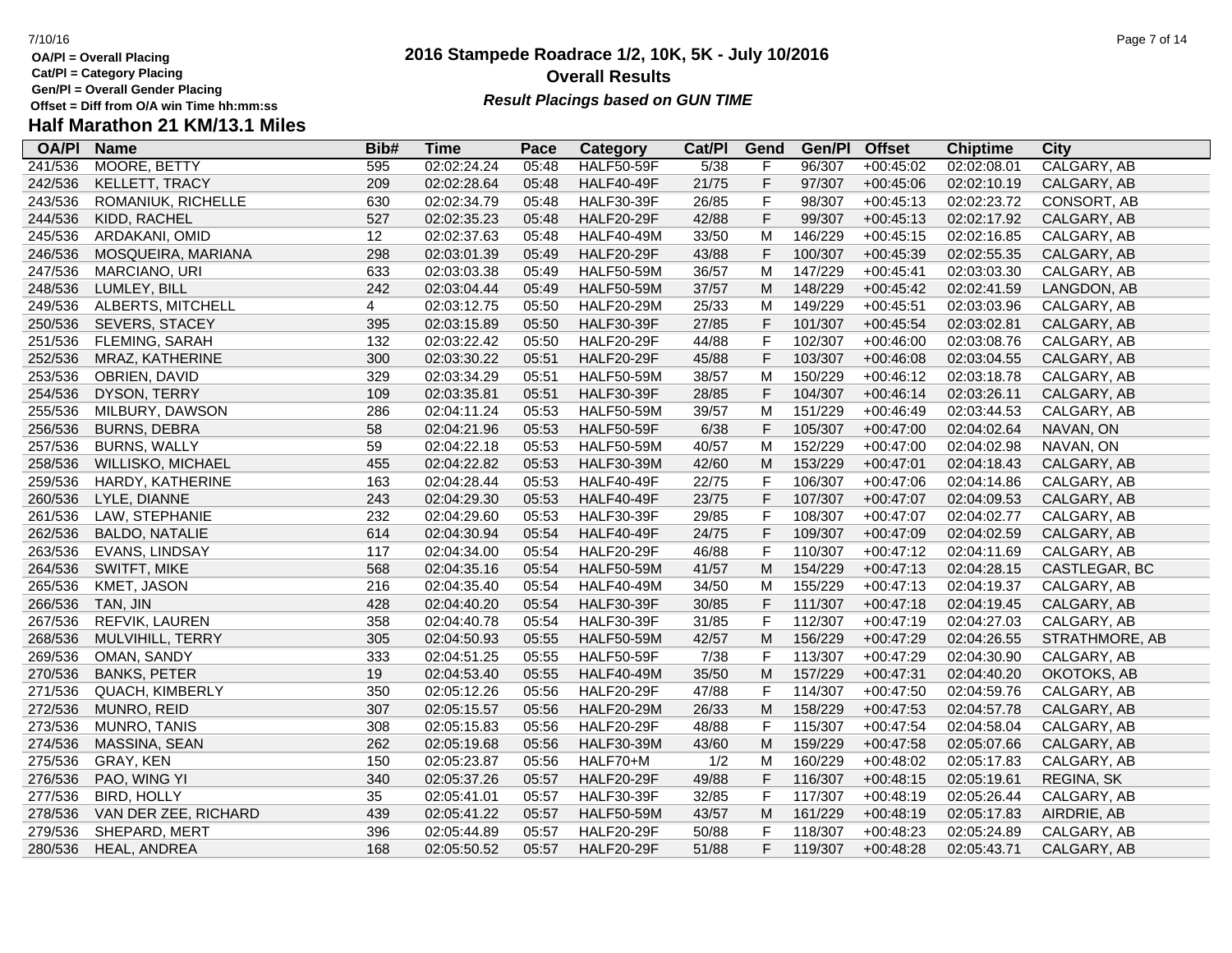OA/Pl = Overall Placing
Cat/Pl = Category Placing
Gen/Pl = Overall Gender Placing
Offset = Diff from O/A win Time hh:mm:ss

# 2016 Stampede Roadrace 1/2, 10K, 5K - July 10/2016

## Overall Results

***Result Placings based on GUN TIME***

## Half Marathon 21 KM/13.1 Miles

| OA/Pl | Name | Bib# | Time | Pace | Category | Cat/Pl | Gend | Gen/Pl | Offset | Chiptime | City |
|---|---|---|---|---|---|---|---|---|---|---|---|
| 241/536 | MOORE, BETTY | 595 | 02:02:24.24 | 05:48 | HALF50-59F | 5/38 | F | 96/307 | +00:45:02 | 02:02:08.01 | CALGARY, AB |
| 242/536 | KELLETT, TRACY | 209 | 02:02:28.64 | 05:48 | HALF40-49F | 21/75 | F | 97/307 | +00:45:06 | 02:02:10.19 | CALGARY, AB |
| 243/536 | ROMANIUK, RICHELLE | 630 | 02:02:34.79 | 05:48 | HALF30-39F | 26/85 | F | 98/307 | +00:45:13 | 02:02:23.72 | CONSORT, AB |
| 244/536 | KIDD, RACHEL | 527 | 02:02:35.23 | 05:48 | HALF20-29F | 42/88 | F | 99/307 | +00:45:13 | 02:02:17.92 | CALGARY, AB |
| 245/536 | ARDAKANI, OMID | 12 | 02:02:37.63 | 05:48 | HALF40-49M | 33/50 | M | 146/229 | +00:45:15 | 02:02:16.85 | CALGARY, AB |
| 246/536 | MOSQUEIRA, MARIANA | 298 | 02:03:01.39 | 05:49 | HALF20-29F | 43/88 | F | 100/307 | +00:45:39 | 02:02:55.35 | CALGARY, AB |
| 247/536 | MARCIANO, URI | 633 | 02:03:03.38 | 05:49 | HALF50-59M | 36/57 | M | 147/229 | +00:45:41 | 02:03:03.30 | CALGARY, AB |
| 248/536 | LUMLEY, BILL | 242 | 02:03:04.44 | 05:49 | HALF50-59M | 37/57 | M | 148/229 | +00:45:42 | 02:02:41.59 | LANGDON, AB |
| 249/536 | ALBERTS, MITCHELL | 4 | 02:03:12.75 | 05:50 | HALF20-29M | 25/33 | M | 149/229 | +00:45:51 | 02:03:03.96 | CALGARY, AB |
| 250/536 | SEVERS, STACEY | 395 | 02:03:15.89 | 05:50 | HALF30-39F | 27/85 | F | 101/307 | +00:45:54 | 02:03:02.81 | CALGARY, AB |
| 251/536 | FLEMING, SARAH | 132 | 02:03:22.42 | 05:50 | HALF20-29F | 44/88 | F | 102/307 | +00:46:00 | 02:03:08.76 | CALGARY, AB |
| 252/536 | MRAZ, KATHERINE | 300 | 02:03:30.22 | 05:51 | HALF20-29F | 45/88 | F | 103/307 | +00:46:08 | 02:03:04.55 | CALGARY, AB |
| 253/536 | OBRIEN, DAVID | 329 | 02:03:34.29 | 05:51 | HALF50-59M | 38/57 | M | 150/229 | +00:46:12 | 02:03:18.78 | CALGARY, AB |
| 254/536 | DYSON, TERRY | 109 | 02:03:35.81 | 05:51 | HALF30-39F | 28/85 | F | 104/307 | +00:46:14 | 02:03:26.11 | CALGARY, AB |
| 255/536 | MILBURY, DAWSON | 286 | 02:04:11.24 | 05:53 | HALF50-59M | 39/57 | M | 151/229 | +00:46:49 | 02:03:44.53 | CALGARY, AB |
| 256/536 | BURNS, DEBRA | 58 | 02:04:21.96 | 05:53 | HALF50-59F | 6/38 | F | 105/307 | +00:47:00 | 02:04:02.64 | NAVAN, ON |
| 257/536 | BURNS, WALLY | 59 | 02:04:22.18 | 05:53 | HALF50-59M | 40/57 | M | 152/229 | +00:47:00 | 02:04:02.98 | NAVAN, ON |
| 258/536 | WILLISKO, MICHAEL | 455 | 02:04:22.82 | 05:53 | HALF30-39M | 42/60 | M | 153/229 | +00:47:01 | 02:04:18.43 | CALGARY, AB |
| 259/536 | HARDY, KATHERINE | 163 | 02:04:28.44 | 05:53 | HALF40-49F | 22/75 | F | 106/307 | +00:47:06 | 02:04:14.86 | CALGARY, AB |
| 260/536 | LYLE, DIANNE | 243 | 02:04:29.30 | 05:53 | HALF40-49F | 23/75 | F | 107/307 | +00:47:07 | 02:04:09.53 | CALGARY, AB |
| 261/536 | LAW, STEPHANIE | 232 | 02:04:29.60 | 05:53 | HALF30-39F | 29/85 | F | 108/307 | +00:47:07 | 02:04:02.77 | CALGARY, AB |
| 262/536 | BALDO, NATALIE | 614 | 02:04:30.94 | 05:54 | HALF40-49F | 24/75 | F | 109/307 | +00:47:09 | 02:04:02.59 | CALGARY, AB |
| 263/536 | EVANS, LINDSAY | 117 | 02:04:34.00 | 05:54 | HALF20-29F | 46/88 | F | 110/307 | +00:47:12 | 02:04:11.69 | CALGARY, AB |
| 264/536 | SWITFT, MIKE | 568 | 02:04:35.16 | 05:54 | HALF50-59M | 41/57 | M | 154/229 | +00:47:13 | 02:04:28.15 | CASTLEGAR, BC |
| 265/536 | KMET, JASON | 216 | 02:04:35.40 | 05:54 | HALF40-49M | 34/50 | M | 155/229 | +00:47:13 | 02:04:19.37 | CALGARY, AB |
| 266/536 | TAN, JIN | 428 | 02:04:40.20 | 05:54 | HALF30-39F | 30/85 | F | 111/307 | +00:47:18 | 02:04:19.45 | CALGARY, AB |
| 267/536 | REFVIK, LAUREN | 358 | 02:04:40.78 | 05:54 | HALF30-39F | 31/85 | F | 112/307 | +00:47:19 | 02:04:27.03 | CALGARY, AB |
| 268/536 | MULVIHILL, TERRY | 305 | 02:04:50.93 | 05:55 | HALF50-59M | 42/57 | M | 156/229 | +00:47:29 | 02:04:26.55 | STRATHMORE, AB |
| 269/536 | OMAN, SANDY | 333 | 02:04:51.25 | 05:55 | HALF50-59F | 7/38 | F | 113/307 | +00:47:29 | 02:04:30.90 | CALGARY, AB |
| 270/536 | BANKS, PETER | 19 | 02:04:53.40 | 05:55 | HALF40-49M | 35/50 | M | 157/229 | +00:47:31 | 02:04:40.20 | OKOTOKS, AB |
| 271/536 | QUACH, KIMBERLY | 350 | 02:05:12.26 | 05:56 | HALF20-29F | 47/88 | F | 114/307 | +00:47:50 | 02:04:59.76 | CALGARY, AB |
| 272/536 | MUNRO, REID | 307 | 02:05:15.57 | 05:56 | HALF20-29M | 26/33 | M | 158/229 | +00:47:53 | 02:04:57.78 | CALGARY, AB |
| 273/536 | MUNRO, TANIS | 308 | 02:05:15.83 | 05:56 | HALF20-29F | 48/88 | F | 115/307 | +00:47:54 | 02:04:58.04 | CALGARY, AB |
| 274/536 | MASSINA, SEAN | 262 | 02:05:19.68 | 05:56 | HALF30-39M | 43/60 | M | 159/229 | +00:47:58 | 02:05:07.66 | CALGARY, AB |
| 275/536 | GRAY, KEN | 150 | 02:05:23.87 | 05:56 | HALF70+M | 1/2 | M | 160/229 | +00:48:02 | 02:05:17.83 | CALGARY, AB |
| 276/536 | PAO, WING YI | 340 | 02:05:37.26 | 05:57 | HALF20-29F | 49/88 | F | 116/307 | +00:48:15 | 02:05:19.61 | REGINA, SK |
| 277/536 | BIRD, HOLLY | 35 | 02:05:41.01 | 05:57 | HALF30-39F | 32/85 | F | 117/307 | +00:48:19 | 02:05:26.44 | CALGARY, AB |
| 278/536 | VAN DER ZEE, RICHARD | 439 | 02:05:41.22 | 05:57 | HALF50-59M | 43/57 | M | 161/229 | +00:48:19 | 02:05:17.83 | AIRDRIE, AB |
| 279/536 | SHEPARD, MERT | 396 | 02:05:44.89 | 05:57 | HALF20-29F | 50/88 | F | 118/307 | +00:48:23 | 02:05:24.89 | CALGARY, AB |
| 280/536 | HEAL, ANDREA | 168 | 02:05:50.52 | 05:57 | HALF20-29F | 51/88 | F | 119/307 | +00:48:28 | 02:05:43.71 | CALGARY, AB |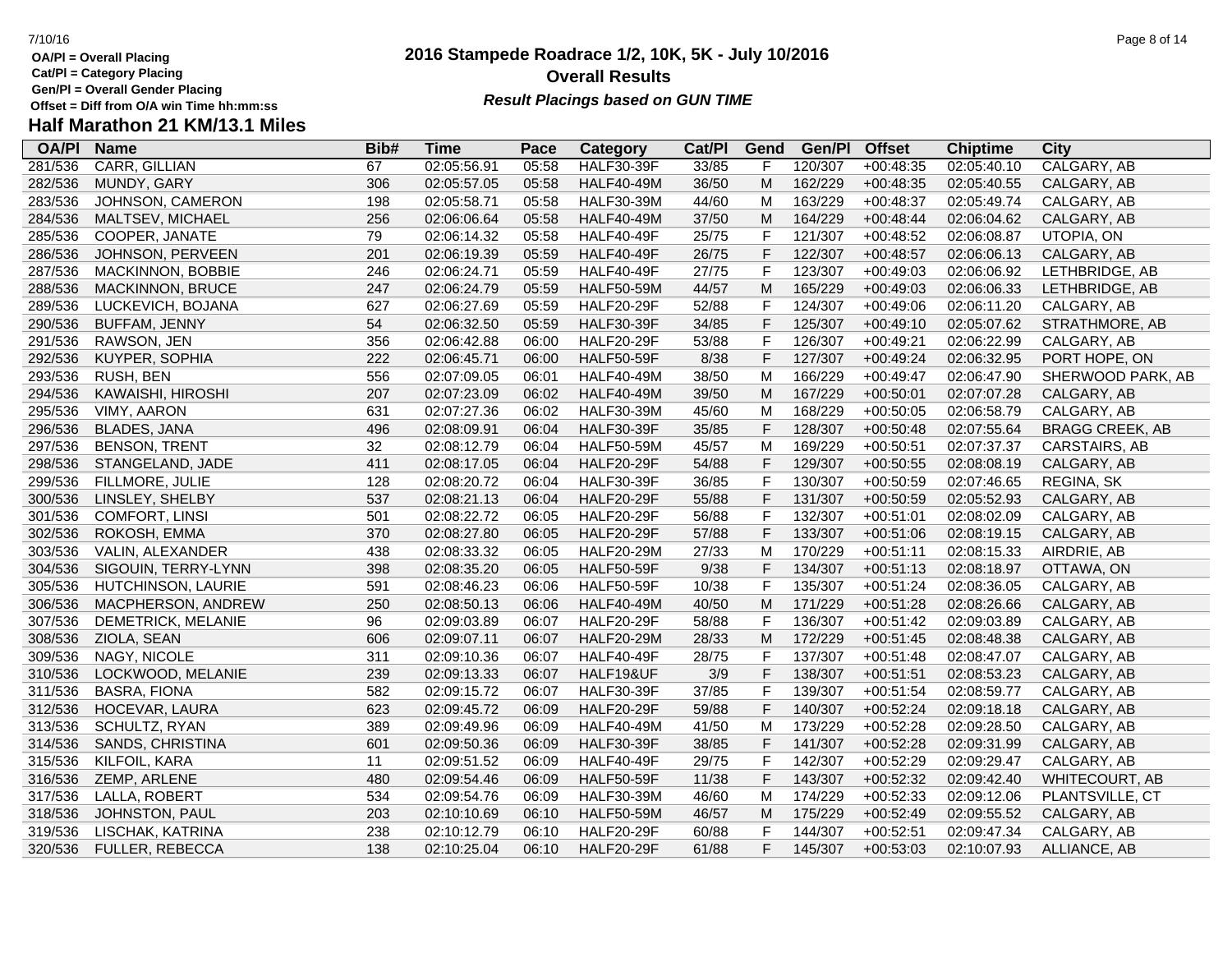OA/Pl = Overall Placing
Cat/Pl = Category Placing
Gen/Pl = Overall Gender Placing
Offset = Diff from O/A win Time hh:mm:ss

# 2016 Stampede Roadrace 1/2, 10K, 5K - July 10/2016

## Overall Results

***Result Placings based on GUN TIME***

## Half Marathon 21 KM/13.1 Miles

| OA/Pl | Name | Bib# | Time | Pace | Category | Cat/Pl | Gend | Gen/Pl | Offset | Chiptime | City |
|---|---|---|---|---|---|---|---|---|---|---|---|
| 281/536 | CARR, GILLIAN | 67 | 02:05:56.91 | 05:58 | HALF30-39F | 33/85 | F | 120/307 | +00:48:35 | 02:05:40.10 | CALGARY, AB |
| 282/536 | MUNDY, GARY | 306 | 02:05:57.05 | 05:58 | HALF40-49M | 36/50 | M | 162/229 | +00:48:35 | 02:05:40.55 | CALGARY, AB |
| 283/536 | JOHNSON, CAMERON | 198 | 02:05:58.71 | 05:58 | HALF30-39M | 44/60 | M | 163/229 | +00:48:37 | 02:05:49.74 | CALGARY, AB |
| 284/536 | MALTSEV, MICHAEL | 256 | 02:06:06.64 | 05:58 | HALF40-49M | 37/50 | M | 164/229 | +00:48:44 | 02:06:04.62 | CALGARY, AB |
| 285/536 | COOPER, JANATE | 79 | 02:06:14.32 | 05:58 | HALF40-49F | 25/75 | F | 121/307 | +00:48:52 | 02:06:08.87 | UTOPIA, ON |
| 286/536 | JOHNSON, PERVEEN | 201 | 02:06:19.39 | 05:59 | HALF40-49F | 26/75 | F | 122/307 | +00:48:57 | 02:06:06.13 | CALGARY, AB |
| 287/536 | MACKINNON, BOBBIE | 246 | 02:06:24.71 | 05:59 | HALF40-49F | 27/75 | F | 123/307 | +00:49:03 | 02:06:06.92 | LETHBRIDGE, AB |
| 288/536 | MACKINNON, BRUCE | 247 | 02:06:24.79 | 05:59 | HALF50-59M | 44/57 | M | 165/229 | +00:49:03 | 02:06:06.33 | LETHBRIDGE, AB |
| 289/536 | LUCKEVICH, BOJANA | 627 | 02:06:27.69 | 05:59 | HALF20-29F | 52/88 | F | 124/307 | +00:49:06 | 02:06:11.20 | CALGARY, AB |
| 290/536 | BUFFAM, JENNY | 54 | 02:06:32.50 | 05:59 | HALF30-39F | 34/85 | F | 125/307 | +00:49:10 | 02:05:07.62 | STRATHMORE, AB |
| 291/536 | RAWSON, JEN | 356 | 02:06:42.88 | 06:00 | HALF20-29F | 53/88 | F | 126/307 | +00:49:21 | 02:06:22.99 | CALGARY, AB |
| 292/536 | KUYPER, SOPHIA | 222 | 02:06:45.71 | 06:00 | HALF50-59F | 8/38 | F | 127/307 | +00:49:24 | 02:06:32.95 | PORT HOPE, ON |
| 293/536 | RUSH, BEN | 556 | 02:07:09.05 | 06:01 | HALF40-49M | 38/50 | M | 166/229 | +00:49:47 | 02:06:47.90 | SHERWOOD PARK, AB |
| 294/536 | KAWAISHI, HIROSHI | 207 | 02:07:23.09 | 06:02 | HALF40-49M | 39/50 | M | 167/229 | +00:50:01 | 02:07:07.28 | CALGARY, AB |
| 295/536 | VIMY, AARON | 631 | 02:07:27.36 | 06:02 | HALF30-39M | 45/60 | M | 168/229 | +00:50:05 | 02:06:58.79 | CALGARY, AB |
| 296/536 | BLADES, JANA | 496 | 02:08:09.91 | 06:04 | HALF30-39F | 35/85 | F | 128/307 | +00:50:48 | 02:07:55.64 | BRAGG CREEK, AB |
| 297/536 | BENSON, TRENT | 32 | 02:08:12.79 | 06:04 | HALF50-59M | 45/57 | M | 169/229 | +00:50:51 | 02:07:37.37 | CARSTAIRS, AB |
| 298/536 | STANGELAND, JADE | 411 | 02:08:17.05 | 06:04 | HALF20-29F | 54/88 | F | 129/307 | +00:50:55 | 02:08:08.19 | CALGARY, AB |
| 299/536 | FILLMORE, JULIE | 128 | 02:08:20.72 | 06:04 | HALF30-39F | 36/85 | F | 130/307 | +00:50:59 | 02:07:46.65 | REGINA, SK |
| 300/536 | LINSLEY, SHELBY | 537 | 02:08:21.13 | 06:04 | HALF20-29F | 55/88 | F | 131/307 | +00:50:59 | 02:05:52.93 | CALGARY, AB |
| 301/536 | COMFORT, LINSI | 501 | 02:08:22.72 | 06:05 | HALF20-29F | 56/88 | F | 132/307 | +00:51:01 | 02:08:02.09 | CALGARY, AB |
| 302/536 | ROKOSH, EMMA | 370 | 02:08:27.80 | 06:05 | HALF20-29F | 57/88 | F | 133/307 | +00:51:06 | 02:08:19.15 | CALGARY, AB |
| 303/536 | VALIN, ALEXANDER | 438 | 02:08:33.32 | 06:05 | HALF20-29M | 27/33 | M | 170/229 | +00:51:11 | 02:08:15.33 | AIRDRIE, AB |
| 304/536 | SIGOUIN, TERRY-LYNN | 398 | 02:08:35.20 | 06:05 | HALF50-59F | 9/38 | F | 134/307 | +00:51:13 | 02:08:18.97 | OTTAWA, ON |
| 305/536 | HUTCHINSON, LAURIE | 591 | 02:08:46.23 | 06:06 | HALF50-59F | 10/38 | F | 135/307 | +00:51:24 | 02:08:36.05 | CALGARY, AB |
| 306/536 | MACPHERSON, ANDREW | 250 | 02:08:50.13 | 06:06 | HALF40-49M | 40/50 | M | 171/229 | +00:51:28 | 02:08:26.66 | CALGARY, AB |
| 307/536 | DEMETRICK, MELANIE | 96 | 02:09:03.89 | 06:07 | HALF20-29F | 58/88 | F | 136/307 | +00:51:42 | 02:09:03.89 | CALGARY, AB |
| 308/536 | ZIOLA, SEAN | 606 | 02:09:07.11 | 06:07 | HALF20-29M | 28/33 | M | 172/229 | +00:51:45 | 02:08:48.38 | CALGARY, AB |
| 309/536 | NAGY, NICOLE | 311 | 02:09:10.36 | 06:07 | HALF40-49F | 28/75 | F | 137/307 | +00:51:48 | 02:08:47.07 | CALGARY, AB |
| 310/536 | LOCKWOOD, MELANIE | 239 | 02:09:13.33 | 06:07 | HALF19&UF | 3/9 | F | 138/307 | +00:51:51 | 02:08:53.23 | CALGARY, AB |
| 311/536 | BASRA, FIONA | 582 | 02:09:15.72 | 06:07 | HALF30-39F | 37/85 | F | 139/307 | +00:51:54 | 02:08:59.77 | CALGARY, AB |
| 312/536 | HOCEVAR, LAURA | 623 | 02:09:45.72 | 06:09 | HALF20-29F | 59/88 | F | 140/307 | +00:52:24 | 02:09:18.18 | CALGARY, AB |
| 313/536 | SCHULTZ, RYAN | 389 | 02:09:49.96 | 06:09 | HALF40-49M | 41/50 | M | 173/229 | +00:52:28 | 02:09:28.50 | CALGARY, AB |
| 314/536 | SANDS, CHRISTINA | 601 | 02:09:50.36 | 06:09 | HALF30-39F | 38/85 | F | 141/307 | +00:52:28 | 02:09:31.99 | CALGARY, AB |
| 315/536 | KILFOIL, KARA | 11 | 02:09:51.52 | 06:09 | HALF40-49F | 29/75 | F | 142/307 | +00:52:29 | 02:09:29.47 | CALGARY, AB |
| 316/536 | ZEMP, ARLENE | 480 | 02:09:54.46 | 06:09 | HALF50-59F | 11/38 | F | 143/307 | +00:52:32 | 02:09:42.40 | WHITECOURT, AB |
| 317/536 | LALLA, ROBERT | 534 | 02:09:54.76 | 06:09 | HALF30-39M | 46/60 | M | 174/229 | +00:52:33 | 02:09:12.06 | PLANTSVILLE, CT |
| 318/536 | JOHNSTON, PAUL | 203 | 02:10:10.69 | 06:10 | HALF50-59M | 46/57 | M | 175/229 | +00:52:49 | 02:09:55.52 | CALGARY, AB |
| 319/536 | LISCHAK, KATRINA | 238 | 02:10:12.79 | 06:10 | HALF20-29F | 60/88 | F | 144/307 | +00:52:51 | 02:09:47.34 | CALGARY, AB |
| 320/536 | FULLER, REBECCA | 138 | 02:10:25.04 | 06:10 | HALF20-29F | 61/88 | F | 145/307 | +00:53:03 | 02:10:07.93 | ALLIANCE, AB |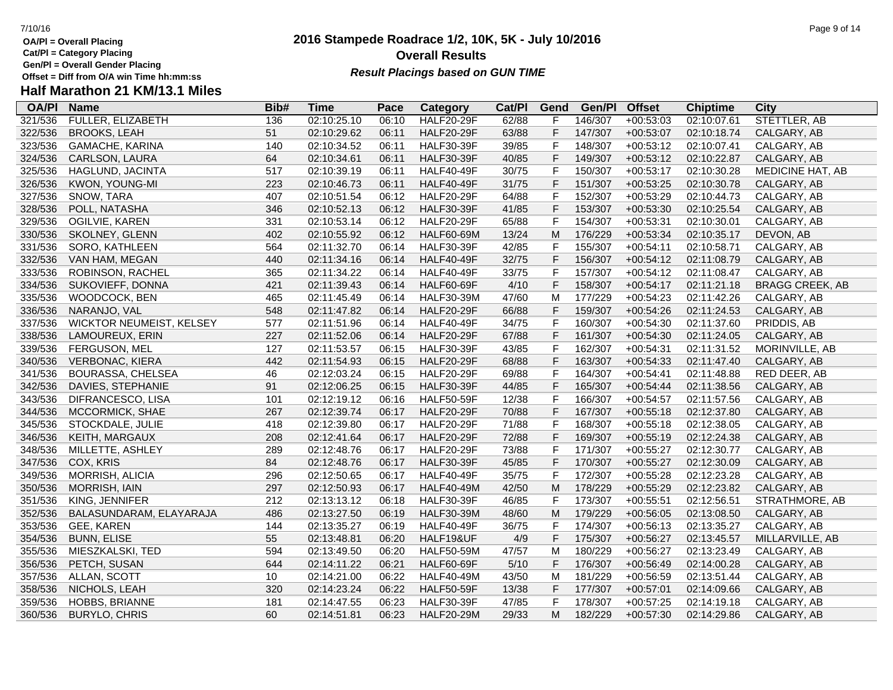OA/Pl = Overall Placing
Cat/Pl = Category Placing
Gen/Pl = Overall Gender Placing
Offset = Diff from O/A win Time hh:mm:ss

# 2016 Stampede Roadrace 1/2, 10K, 5K - July 10/2016

## Overall Results

***Result Placings based on GUN TIME***

## Half Marathon 21 KM/13.1 Miles

| OA/Pl | Name | Bib# | Time | Pace | Category | Cat/Pl | Gend | Gen/Pl | Offset | Chiptime | City |
|---|---|---|---|---|---|---|---|---|---|---|---|
| 321/536 | FULLER, ELIZABETH | 136 | 02:10:25.10 | 06:10 | HALF20-29F | 62/88 | F | 146/307 | +00:53:03 | 02:10:07.61 | STETTLER, AB |
| 322/536 | BROOKS, LEAH | 51 | 02:10:29.62 | 06:11 | HALF20-29F | 63/88 | F | 147/307 | +00:53:07 | 02:10:18.74 | CALGARY, AB |
| 323/536 | GAMACHE, KARINA | 140 | 02:10:34.52 | 06:11 | HALF30-39F | 39/85 | F | 148/307 | +00:53:12 | 02:10:07.41 | CALGARY, AB |
| 324/536 | CARLSON, LAURA | 64 | 02:10:34.61 | 06:11 | HALF30-39F | 40/85 | F | 149/307 | +00:53:12 | 02:10:22.87 | CALGARY, AB |
| 325/536 | HAGLUND, JACINTA | 517 | 02:10:39.19 | 06:11 | HALF40-49F | 30/75 | F | 150/307 | +00:53:17 | 02:10:30.28 | MEDICINE HAT, AB |
| 326/536 | KWON, YOUNG-MI | 223 | 02:10:46.73 | 06:11 | HALF40-49F | 31/75 | F | 151/307 | +00:53:25 | 02:10:30.78 | CALGARY, AB |
| 327/536 | SNOW, TARA | 407 | 02:10:51.54 | 06:12 | HALF20-29F | 64/88 | F | 152/307 | +00:53:29 | 02:10:44.73 | CALGARY, AB |
| 328/536 | POLL, NATASHA | 346 | 02:10:52.13 | 06:12 | HALF30-39F | 41/85 | F | 153/307 | +00:53:30 | 02:10:25.54 | CALGARY, AB |
| 329/536 | OGILVIE, KAREN | 331 | 02:10:53.14 | 06:12 | HALF20-29F | 65/88 | F | 154/307 | +00:53:31 | 02:10:30.01 | CALGARY, AB |
| 330/536 | SKOLNEY, GLENN | 402 | 02:10:55.92 | 06:12 | HALF60-69M | 13/24 | M | 176/229 | +00:53:34 | 02:10:35.17 | DEVON, AB |
| 331/536 | SORO, KATHLEEN | 564 | 02:11:32.70 | 06:14 | HALF30-39F | 42/85 | F | 155/307 | +00:54:11 | 02:10:58.71 | CALGARY, AB |
| 332/536 | VAN HAM, MEGAN | 440 | 02:11:34.16 | 06:14 | HALF40-49F | 32/75 | F | 156/307 | +00:54:12 | 02:11:08.79 | CALGARY, AB |
| 333/536 | ROBINSON, RACHEL | 365 | 02:11:34.22 | 06:14 | HALF40-49F | 33/75 | F | 157/307 | +00:54:12 | 02:11:08.47 | CALGARY, AB |
| 334/536 | SUKOVIEFF, DONNA | 421 | 02:11:39.43 | 06:14 | HALF60-69F | 4/10 | F | 158/307 | +00:54:17 | 02:11:21.18 | BRAGG CREEK, AB |
| 335/536 | WOODCOCK, BEN | 465 | 02:11:45.49 | 06:14 | HALF30-39M | 47/60 | M | 177/229 | +00:54:23 | 02:11:42.26 | CALGARY, AB |
| 336/536 | NARANJO, VAL | 548 | 02:11:47.82 | 06:14 | HALF20-29F | 66/88 | F | 159/307 | +00:54:26 | 02:11:24.53 | CALGARY, AB |
| 337/536 | WICKTOR NEUMEIST, KELSEY | 577 | 02:11:51.96 | 06:14 | HALF40-49F | 34/75 | F | 160/307 | +00:54:30 | 02:11:37.60 | PRIDDIS, AB |
| 338/536 | LAMOUREUX, ERIN | 227 | 02:11:52.06 | 06:14 | HALF20-29F | 67/88 | F | 161/307 | +00:54:30 | 02:11:24.05 | CALGARY, AB |
| 339/536 | FERGUSON, MEL | 127 | 02:11:53.57 | 06:15 | HALF30-39F | 43/85 | F | 162/307 | +00:54:31 | 02:11:31.52 | MORINVILLE, AB |
| 340/536 | VERBONAC, KIERA | 442 | 02:11:54.93 | 06:15 | HALF20-29F | 68/88 | F | 163/307 | +00:54:33 | 02:11:47.40 | CALGARY, AB |
| 341/536 | BOURASSA, CHELSEA | 46 | 02:12:03.24 | 06:15 | HALF20-29F | 69/88 | F | 164/307 | +00:54:41 | 02:11:48.88 | RED DEER, AB |
| 342/536 | DAVIES, STEPHANIE | 91 | 02:12:06.25 | 06:15 | HALF30-39F | 44/85 | F | 165/307 | +00:54:44 | 02:11:38.56 | CALGARY, AB |
| 343/536 | DIFRANCESCO, LISA | 101 | 02:12:19.12 | 06:16 | HALF50-59F | 12/38 | F | 166/307 | +00:54:57 | 02:11:57.56 | CALGARY, AB |
| 344/536 | MCCORMICK, SHAE | 267 | 02:12:39.74 | 06:17 | HALF20-29F | 70/88 | F | 167/307 | +00:55:18 | 02:12:37.80 | CALGARY, AB |
| 345/536 | STOCKDALE, JULIE | 418 | 02:12:39.80 | 06:17 | HALF20-29F | 71/88 | F | 168/307 | +00:55:18 | 02:12:38.05 | CALGARY, AB |
| 346/536 | KEITH, MARGAUX | 208 | 02:12:41.64 | 06:17 | HALF20-29F | 72/88 | F | 169/307 | +00:55:19 | 02:12:24.38 | CALGARY, AB |
| 348/536 | MILLETTE, ASHLEY | 289 | 02:12:48.76 | 06:17 | HALF20-29F | 73/88 | F | 171/307 | +00:55:27 | 02:12:30.77 | CALGARY, AB |
| 347/536 | COX, KRIS | 84 | 02:12:48.76 | 06:17 | HALF30-39F | 45/85 | F | 170/307 | +00:55:27 | 02:12:30.09 | CALGARY, AB |
| 349/536 | MORRISH, ALICIA | 296 | 02:12:50.65 | 06:17 | HALF40-49F | 35/75 | F | 172/307 | +00:55:28 | 02:12:23.28 | CALGARY, AB |
| 350/536 | MORRISH, IAIN | 297 | 02:12:50.93 | 06:17 | HALF40-49M | 42/50 | M | 178/229 | +00:55:29 | 02:12:23.82 | CALGARY, AB |
| 351/536 | KING, JENNIFER | 212 | 02:13:13.12 | 06:18 | HALF30-39F | 46/85 | F | 173/307 | +00:55:51 | 02:12:56.51 | STRATHMORE, AB |
| 352/536 | BALASUNDARAM, ELAYARAJA | 486 | 02:13:27.50 | 06:19 | HALF30-39M | 48/60 | M | 179/229 | +00:56:05 | 02:13:08.50 | CALGARY, AB |
| 353/536 | GEE, KAREN | 144 | 02:13:35.27 | 06:19 | HALF40-49F | 36/75 | F | 174/307 | +00:56:13 | 02:13:35.27 | CALGARY, AB |
| 354/536 | BUNN, ELISE | 55 | 02:13:48.81 | 06:20 | HALF19&UF | 4/9 | F | 175/307 | +00:56:27 | 02:13:45.57 | MILLARVILLE, AB |
| 355/536 | MIESZKALSKI, TED | 594 | 02:13:49.50 | 06:20 | HALF50-59M | 47/57 | M | 180/229 | +00:56:27 | 02:13:23.49 | CALGARY, AB |
| 356/536 | PETCH, SUSAN | 644 | 02:14:11.22 | 06:21 | HALF60-69F | 5/10 | F | 176/307 | +00:56:49 | 02:14:00.28 | CALGARY, AB |
| 357/536 | ALLAN, SCOTT | 10 | 02:14:21.00 | 06:22 | HALF40-49M | 43/50 | M | 181/229 | +00:56:59 | 02:13:51.44 | CALGARY, AB |
| 358/536 | NICHOLS, LEAH | 320 | 02:14:23.24 | 06:22 | HALF50-59F | 13/38 | F | 177/307 | +00:57:01 | 02:14:09.66 | CALGARY, AB |
| 359/536 | HOBBS, BRIANNE | 181 | 02:14:47.55 | 06:23 | HALF30-39F | 47/85 | F | 178/307 | +00:57:25 | 02:14:19.18 | CALGARY, AB |
| 360/536 | BURYLO, CHRIS | 60 | 02:14:51.81 | 06:23 | HALF20-29M | 29/33 | M | 182/229 | +00:57:30 | 02:14:29.86 | CALGARY, AB |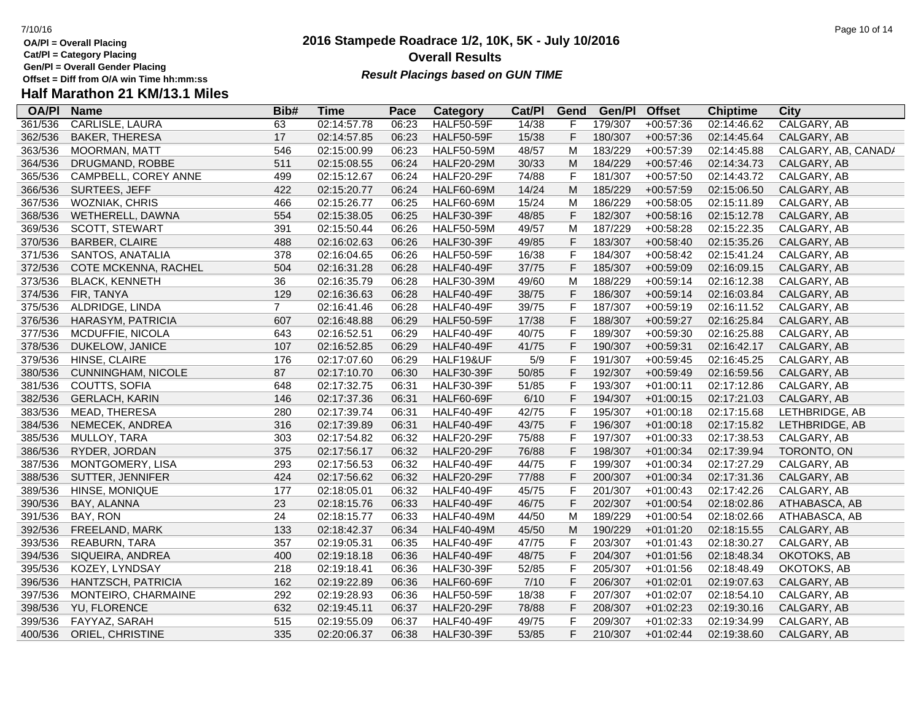OA/Pl = Overall Placing
Cat/Pl = Category Placing
Gen/Pl = Overall Gender Placing
Offset = Diff from O/A win Time hh:mm:ss

# 2016 Stampede Roadrace 1/2, 10K, 5K - July 10/2016

## Overall Results

***Result Placings based on GUN TIME***

## Half Marathon 21 KM/13.1 Miles

| OA/Pl | Name | Bib# | Time | Pace | Category | Cat/Pl | Gend | Gen/Pl | Offset | Chiptime | City |
|---|---|---|---|---|---|---|---|---|---|---|---|
| 361/536 | CARLISLE, LAURA | 63 | 02:14:57.78 | 06:23 | HALF50-59F | 14/38 | F | 179/307 | +00:57:36 | 02:14:46.62 | CALGARY, AB |
| 362/536 | BAKER, THERESA | 17 | 02:14:57.85 | 06:23 | HALF50-59F | 15/38 | F | 180/307 | +00:57:36 | 02:14:45.64 | CALGARY, AB |
| 363/536 | MOORMAN, MATT | 546 | 02:15:00.99 | 06:23 | HALF50-59M | 48/57 | M | 183/229 | +00:57:39 | 02:14:45.88 | CALGARY, AB, CANAD/ |
| 364/536 | DRUGMAND, ROBBE | 511 | 02:15:08.55 | 06:24 | HALF20-29M | 30/33 | M | 184/229 | +00:57:46 | 02:14:34.73 | CALGARY, AB |
| 365/536 | CAMPBELL, COREY ANNE | 499 | 02:15:12.67 | 06:24 | HALF20-29F | 74/88 | F | 181/307 | +00:57:50 | 02:14:43.72 | CALGARY, AB |
| 366/536 | SURTEES, JEFF | 422 | 02:15:20.77 | 06:24 | HALF60-69M | 14/24 | M | 185/229 | +00:57:59 | 02:15:06.50 | CALGARY, AB |
| 367/536 | WOZNIAK, CHRIS | 466 | 02:15:26.77 | 06:25 | HALF60-69M | 15/24 | M | 186/229 | +00:58:05 | 02:15:11.89 | CALGARY, AB |
| 368/536 | WETHERELL, DAWNA | 554 | 02:15:38.05 | 06:25 | HALF30-39F | 48/85 | F | 182/307 | +00:58:16 | 02:15:12.78 | CALGARY, AB |
| 369/536 | SCOTT, STEWART | 391 | 02:15:50.44 | 06:26 | HALF50-59M | 49/57 | M | 187/229 | +00:58:28 | 02:15:22.35 | CALGARY, AB |
| 370/536 | BARBER, CLAIRE | 488 | 02:16:02.63 | 06:26 | HALF30-39F | 49/85 | F | 183/307 | +00:58:40 | 02:15:35.26 | CALGARY, AB |
| 371/536 | SANTOS, ANATALIA | 378 | 02:16:04.65 | 06:26 | HALF50-59F | 16/38 | F | 184/307 | +00:58:42 | 02:15:41.24 | CALGARY, AB |
| 372/536 | COTE MCKENNA, RACHEL | 504 | 02:16:31.28 | 06:28 | HALF40-49F | 37/75 | F | 185/307 | +00:59:09 | 02:16:09.15 | CALGARY, AB |
| 373/536 | BLACK, KENNETH | 36 | 02:16:35.79 | 06:28 | HALF30-39M | 49/60 | M | 188/229 | +00:59:14 | 02:16:12.38 | CALGARY, AB |
| 374/536 | FIR, TANYA | 129 | 02:16:36.63 | 06:28 | HALF40-49F | 38/75 | F | 186/307 | +00:59:14 | 02:16:03.84 | CALGARY, AB |
| 375/536 | ALDRIDGE, LINDA | 7 | 02:16:41.46 | 06:28 | HALF40-49F | 39/75 | F | 187/307 | +00:59:19 | 02:16:11.52 | CALGARY, AB |
| 376/536 | HARASYM, PATRICIA | 607 | 02:16:48.88 | 06:29 | HALF50-59F | 17/38 | F | 188/307 | +00:59:27 | 02:16:25.84 | CALGARY, AB |
| 377/536 | MCDUFFIE, NICOLA | 643 | 02:16:52.51 | 06:29 | HALF40-49F | 40/75 | F | 189/307 | +00:59:30 | 02:16:25.88 | CALGARY, AB |
| 378/536 | DUKELOW, JANICE | 107 | 02:16:52.85 | 06:29 | HALF40-49F | 41/75 | F | 190/307 | +00:59:31 | 02:16:42.17 | CALGARY, AB |
| 379/536 | HINSE, CLAIRE | 176 | 02:17:07.60 | 06:29 | HALF19&UF | 5/9 | F | 191/307 | +00:59:45 | 02:16:45.25 | CALGARY, AB |
| 380/536 | CUNNINGHAM, NICOLE | 87 | 02:17:10.70 | 06:30 | HALF30-39F | 50/85 | F | 192/307 | +00:59:49 | 02:16:59.56 | CALGARY, AB |
| 381/536 | COUTTS, SOFIA | 648 | 02:17:32.75 | 06:31 | HALF30-39F | 51/85 | F | 193/307 | +01:00:11 | 02:17:12.86 | CALGARY, AB |
| 382/536 | GERLACH, KARIN | 146 | 02:17:37.36 | 06:31 | HALF60-69F | 6/10 | F | 194/307 | +01:00:15 | 02:17:21.03 | CALGARY, AB |
| 383/536 | MEAD, THERESA | 280 | 02:17:39.74 | 06:31 | HALF40-49F | 42/75 | F | 195/307 | +01:00:18 | 02:17:15.68 | LETHBRIDGE, AB |
| 384/536 | NEMECEK, ANDREA | 316 | 02:17:39.89 | 06:31 | HALF40-49F | 43/75 | F | 196/307 | +01:00:18 | 02:17:15.82 | LETHBRIDGE, AB |
| 385/536 | MULLOY, TARA | 303 | 02:17:54.82 | 06:32 | HALF20-29F | 75/88 | F | 197/307 | +01:00:33 | 02:17:38.53 | CALGARY, AB |
| 386/536 | RYDER, JORDAN | 375 | 02:17:56.17 | 06:32 | HALF20-29F | 76/88 | F | 198/307 | +01:00:34 | 02:17:39.94 | TORONTO, ON |
| 387/536 | MONTGOMERY, LISA | 293 | 02:17:56.53 | 06:32 | HALF40-49F | 44/75 | F | 199/307 | +01:00:34 | 02:17:27.29 | CALGARY, AB |
| 388/536 | SUTTER, JENNIFER | 424 | 02:17:56.62 | 06:32 | HALF20-29F | 77/88 | F | 200/307 | +01:00:34 | 02:17:31.36 | CALGARY, AB |
| 389/536 | HINSE, MONIQUE | 177 | 02:18:05.01 | 06:32 | HALF40-49F | 45/75 | F | 201/307 | +01:00:43 | 02:17:42.26 | CALGARY, AB |
| 390/536 | BAY, ALANNA | 23 | 02:18:15.76 | 06:33 | HALF40-49F | 46/75 | F | 202/307 | +01:00:54 | 02:18:02.86 | ATHABASCA, AB |
| 391/536 | BAY, RON | 24 | 02:18:15.77 | 06:33 | HALF40-49M | 44/50 | M | 189/229 | +01:00:54 | 02:18:02.66 | ATHABASCA, AB |
| 392/536 | FREELAND, MARK | 133 | 02:18:42.37 | 06:34 | HALF40-49M | 45/50 | M | 190/229 | +01:01:20 | 02:18:15.55 | CALGARY, AB |
| 393/536 | REABURN, TARA | 357 | 02:19:05.31 | 06:35 | HALF40-49F | 47/75 | F | 203/307 | +01:01:43 | 02:18:30.27 | CALGARY, AB |
| 394/536 | SIQUEIRA, ANDREA | 400 | 02:19:18.18 | 06:36 | HALF40-49F | 48/75 | F | 204/307 | +01:01:56 | 02:18:48.34 | OKOTOKS, AB |
| 395/536 | KOZEY, LYNDSAY | 218 | 02:19:18.41 | 06:36 | HALF30-39F | 52/85 | F | 205/307 | +01:01:56 | 02:18:48.49 | OKOTOKS, AB |
| 396/536 | HANTZSCH, PATRICIA | 162 | 02:19:22.89 | 06:36 | HALF60-69F | 7/10 | F | 206/307 | +01:02:01 | 02:19:07.63 | CALGARY, AB |
| 397/536 | MONTEIRO, CHARMAINE | 292 | 02:19:28.93 | 06:36 | HALF50-59F | 18/38 | F | 207/307 | +01:02:07 | 02:18:54.10 | CALGARY, AB |
| 398/536 | YU, FLORENCE | 632 | 02:19:45.11 | 06:37 | HALF20-29F | 78/88 | F | 208/307 | +01:02:23 | 02:19:30.16 | CALGARY, AB |
| 399/536 | FAYYAZ, SARAH | 515 | 02:19:55.09 | 06:37 | HALF40-49F | 49/75 | F | 209/307 | +01:02:33 | 02:19:34.99 | CALGARY, AB |
| 400/536 | ORIEL, CHRISTINE | 335 | 02:20:06.37 | 06:38 | HALF30-39F | 53/85 | F | 210/307 | +01:02:44 | 02:19:38.60 | CALGARY, AB |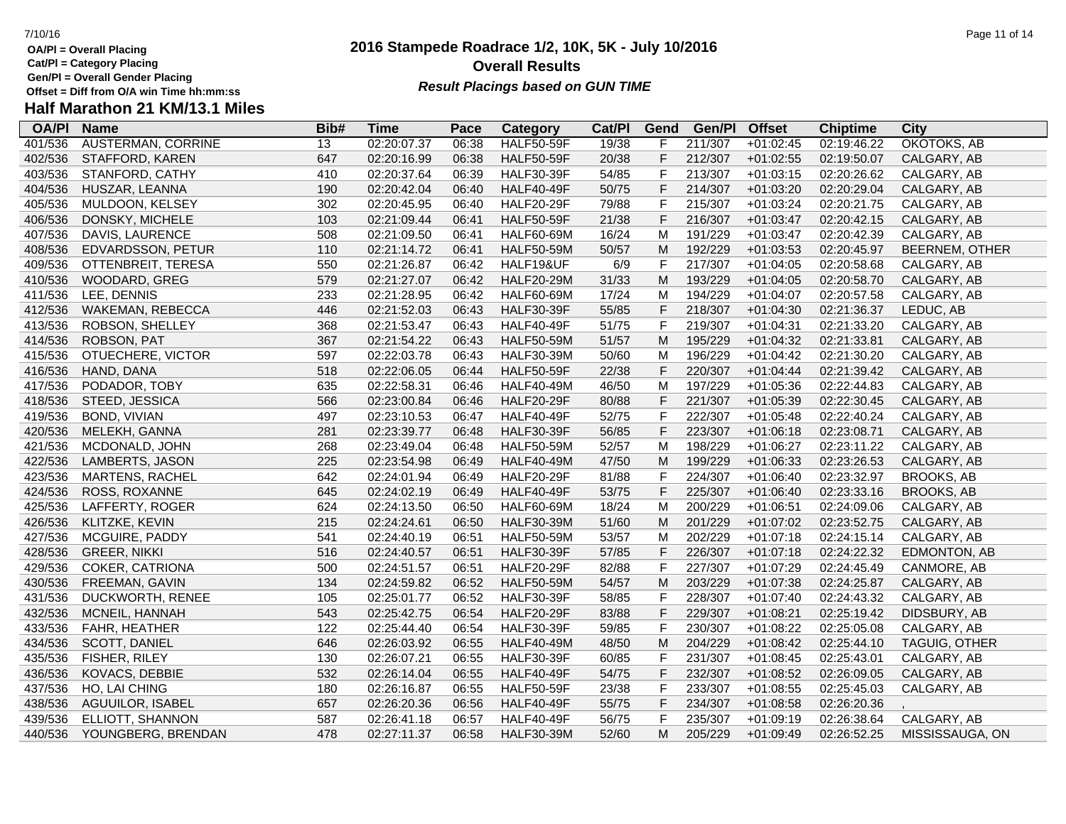OA/Pl = Overall Placing
Cat/Pl = Category Placing
Gen/Pl = Overall Gender Placing
Offset = Diff from O/A win Time hh:mm:ss

# 2016 Stampede Roadrace 1/2, 10K, 5K - July 10/2016

## Overall Results

***Result Placings based on GUN TIME***

## Half Marathon 21 KM/13.1 Miles

| OA/Pl | Name | Bib# | Time | Pace | Category | Cat/Pl | Gend | Gen/Pl | Offset | Chiptime | City |
|---|---|---|---|---|---|---|---|---|---|---|---|
| 401/536 | AUSTERMAN, CORRINE | 13 | 02:20:07.37 | 06:38 | HALF50-59F | 19/38 | F | 211/307 | +01:02:45 | 02:19:46.22 | OKOTOKS, AB |
| 402/536 | STAFFORD, KAREN | 647 | 02:20:16.99 | 06:38 | HALF50-59F | 20/38 | F | 212/307 | +01:02:55 | 02:19:50.07 | CALGARY, AB |
| 403/536 | STANFORD, CATHY | 410 | 02:20:37.64 | 06:39 | HALF30-39F | 54/85 | F | 213/307 | +01:03:15 | 02:20:26.62 | CALGARY, AB |
| 404/536 | HUSZAR, LEANNA | 190 | 02:20:42.04 | 06:40 | HALF40-49F | 50/75 | F | 214/307 | +01:03:20 | 02:20:29.04 | CALGARY, AB |
| 405/536 | MULDOON, KELSEY | 302 | 02:20:45.95 | 06:40 | HALF20-29F | 79/88 | F | 215/307 | +01:03:24 | 02:20:21.75 | CALGARY, AB |
| 406/536 | DONSKY, MICHELE | 103 | 02:21:09.44 | 06:41 | HALF50-59F | 21/38 | F | 216/307 | +01:03:47 | 02:20:42.15 | CALGARY, AB |
| 407/536 | DAVIS, LAURENCE | 508 | 02:21:09.50 | 06:41 | HALF60-69M | 16/24 | M | 191/229 | +01:03:47 | 02:20:42.39 | CALGARY, AB |
| 408/536 | EDVARDSSON, PETUR | 110 | 02:21:14.72 | 06:41 | HALF50-59M | 50/57 | M | 192/229 | +01:03:53 | 02:20:45.97 | BEERNEM, OTHER |
| 409/536 | OTTENBREIT, TERESA | 550 | 02:21:26.87 | 06:42 | HALF19&UF | 6/9 | F | 217/307 | +01:04:05 | 02:20:58.68 | CALGARY, AB |
| 410/536 | WOODARD, GREG | 579 | 02:21:27.07 | 06:42 | HALF20-29M | 31/33 | M | 193/229 | +01:04:05 | 02:20:58.70 | CALGARY, AB |
| 411/536 | LEE, DENNIS | 233 | 02:21:28.95 | 06:42 | HALF60-69M | 17/24 | M | 194/229 | +01:04:07 | 02:20:57.58 | CALGARY, AB |
| 412/536 | WAKEMAN, REBECCA | 446 | 02:21:52.03 | 06:43 | HALF30-39F | 55/85 | F | 218/307 | +01:04:30 | 02:21:36.37 | LEDUC, AB |
| 413/536 | ROBSON, SHELLEY | 368 | 02:21:53.47 | 06:43 | HALF40-49F | 51/75 | F | 219/307 | +01:04:31 | 02:21:33.20 | CALGARY, AB |
| 414/536 | ROBSON, PAT | 367 | 02:21:54.22 | 06:43 | HALF50-59M | 51/57 | M | 195/229 | +01:04:32 | 02:21:33.81 | CALGARY, AB |
| 415/536 | OTUECHERE, VICTOR | 597 | 02:22:03.78 | 06:43 | HALF30-39M | 50/60 | M | 196/229 | +01:04:42 | 02:21:30.20 | CALGARY, AB |
| 416/536 | HAND, DANA | 518 | 02:22:06.05 | 06:44 | HALF50-59F | 22/38 | F | 220/307 | +01:04:44 | 02:21:39.42 | CALGARY, AB |
| 417/536 | PODADOR, TOBY | 635 | 02:22:58.31 | 06:46 | HALF40-49M | 46/50 | M | 197/229 | +01:05:36 | 02:22:44.83 | CALGARY, AB |
| 418/536 | STEED, JESSICA | 566 | 02:23:00.84 | 06:46 | HALF20-29F | 80/88 | F | 221/307 | +01:05:39 | 02:22:30.45 | CALGARY, AB |
| 419/536 | BOND, VIVIAN | 497 | 02:23:10.53 | 06:47 | HALF40-49F | 52/75 | F | 222/307 | +01:05:48 | 02:22:40.24 | CALGARY, AB |
| 420/536 | MELEKH, GANNA | 281 | 02:23:39.77 | 06:48 | HALF30-39F | 56/85 | F | 223/307 | +01:06:18 | 02:23:08.71 | CALGARY, AB |
| 421/536 | MCDONALD, JOHN | 268 | 02:23:49.04 | 06:48 | HALF50-59M | 52/57 | M | 198/229 | +01:06:27 | 02:23:11.22 | CALGARY, AB |
| 422/536 | LAMBERTS, JASON | 225 | 02:23:54.98 | 06:49 | HALF40-49M | 47/50 | M | 199/229 | +01:06:33 | 02:23:26.53 | CALGARY, AB |
| 423/536 | MARTENS, RACHEL | 642 | 02:24:01.94 | 06:49 | HALF20-29F | 81/88 | F | 224/307 | +01:06:40 | 02:23:32.97 | BROOKS, AB |
| 424/536 | ROSS, ROXANNE | 645 | 02:24:02.19 | 06:49 | HALF40-49F | 53/75 | F | 225/307 | +01:06:40 | 02:23:33.16 | BROOKS, AB |
| 425/536 | LAFFERTY, ROGER | 624 | 02:24:13.50 | 06:50 | HALF60-69M | 18/24 | M | 200/229 | +01:06:51 | 02:24:09.06 | CALGARY, AB |
| 426/536 | KLITZKE, KEVIN | 215 | 02:24:24.61 | 06:50 | HALF30-39M | 51/60 | M | 201/229 | +01:07:02 | 02:23:52.75 | CALGARY, AB |
| 427/536 | MCGUIRE, PADDY | 541 | 02:24:40.19 | 06:51 | HALF50-59M | 53/57 | M | 202/229 | +01:07:18 | 02:24:15.14 | CALGARY, AB |
| 428/536 | GREER, NIKKI | 516 | 02:24:40.57 | 06:51 | HALF30-39F | 57/85 | F | 226/307 | +01:07:18 | 02:24:22.32 | EDMONTON, AB |
| 429/536 | COKER, CATRIONA | 500 | 02:24:51.57 | 06:51 | HALF20-29F | 82/88 | F | 227/307 | +01:07:29 | 02:24:45.49 | CANMORE, AB |
| 430/536 | FREEMAN, GAVIN | 134 | 02:24:59.82 | 06:52 | HALF50-59M | 54/57 | M | 203/229 | +01:07:38 | 02:24:25.87 | CALGARY, AB |
| 431/536 | DUCKWORTH, RENEE | 105 | 02:25:01.77 | 06:52 | HALF30-39F | 58/85 | F | 228/307 | +01:07:40 | 02:24:43.32 | CALGARY, AB |
| 432/536 | MCNEIL, HANNAH | 543 | 02:25:42.75 | 06:54 | HALF20-29F | 83/88 | F | 229/307 | +01:08:21 | 02:25:19.42 | DIDSBURY, AB |
| 433/536 | FAHR, HEATHER | 122 | 02:25:44.40 | 06:54 | HALF30-39F | 59/85 | F | 230/307 | +01:08:22 | 02:25:05.08 | CALGARY, AB |
| 434/536 | SCOTT, DANIEL | 646 | 02:26:03.92 | 06:55 | HALF40-49M | 48/50 | M | 204/229 | +01:08:42 | 02:25:44.10 | TAGUIG, OTHER |
| 435/536 | FISHER, RILEY | 130 | 02:26:07.21 | 06:55 | HALF30-39F | 60/85 | F | 231/307 | +01:08:45 | 02:25:43.01 | CALGARY, AB |
| 436/536 | KOVACS, DEBBIE | 532 | 02:26:14.04 | 06:55 | HALF40-49F | 54/75 | F | 232/307 | +01:08:52 | 02:26:09.05 | CALGARY, AB |
| 437/536 | HO, LAI CHING | 180 | 02:26:16.87 | 06:55 | HALF50-59F | 23/38 | F | 233/307 | +01:08:55 | 02:25:45.03 | CALGARY, AB |
| 438/536 | AGUUILOR, ISABEL | 657 | 02:26:20.36 | 06:56 | HALF40-49F | 55/75 | F | 234/307 | +01:08:58 | 02:26:20.36 | , |
| 439/536 | ELLIOTT, SHANNON | 587 | 02:26:41.18 | 06:57 | HALF40-49F | 56/75 | F | 235/307 | +01:09:19 | 02:26:38.64 | CALGARY, AB |
| 440/536 | YOUNGBERG, BRENDAN | 478 | 02:27:11.37 | 06:58 | HALF30-39M | 52/60 | M | 205/229 | +01:09:49 | 02:26:52.25 | MISSISSAUGA, ON |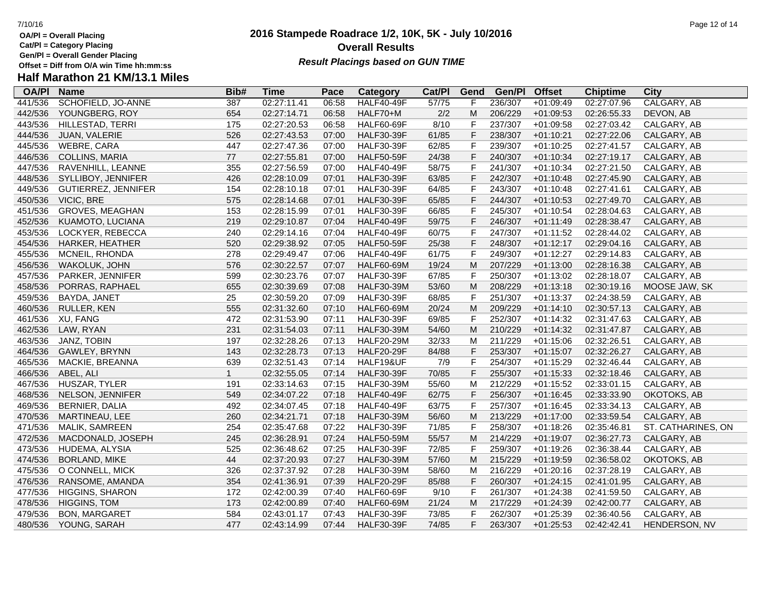**OA/Pl = Overall Placing**
**Cat/Pl = Category Placing**
**Gen/Pl = Overall Gender Placing**
**Offset = Diff from O/A win Time hh:mm:ss**

# 2016 Stampede Roadrace 1/2, 10K, 5K - July 10/2016

## Overall Results

***Result Placings based on GUN TIME***

## Half Marathon 21 KM/13.1 Miles

| OA/Pl | Name | Bib# | Time | Pace | Category | Cat/Pl | Gend | Gen/Pl | Offset | Chiptime | City |
|---|---|---|---|---|---|---|---|---|---|---|---|
| 441/536 | SCHOFIELD, JO-ANNE | 387 | 02:27:11.41 | 06:58 | HALF40-49F | 57/75 | F | 236/307 | +01:09:49 | 02:27:07.96 | CALGARY, AB |
| 442/536 | YOUNGBERG, ROY | 654 | 02:27:14.71 | 06:58 | HALF70+M | 2/2 | M | 206/229 | +01:09:53 | 02:26:55.33 | DEVON, AB |
| 443/536 | HILLESTAD, TERRI | 175 | 02:27:20.53 | 06:58 | HALF60-69F | 8/10 | F | 237/307 | +01:09:58 | 02:27:03.42 | CALGARY, AB |
| 444/536 | JUAN, VALERIE | 526 | 02:27:43.53 | 07:00 | HALF30-39F | 61/85 | F | 238/307 | +01:10:21 | 02:27:22.06 | CALGARY, AB |
| 445/536 | WEBRE, CARA | 447 | 02:27:47.36 | 07:00 | HALF30-39F | 62/85 | F | 239/307 | +01:10:25 | 02:27:41.57 | CALGARY, AB |
| 446/536 | COLLINS, MARIA | 77 | 02:27:55.81 | 07:00 | HALF50-59F | 24/38 | F | 240/307 | +01:10:34 | 02:27:19.17 | CALGARY, AB |
| 447/536 | RAVENHILL, LEANNE | 355 | 02:27:56.59 | 07:00 | HALF40-49F | 58/75 | F | 241/307 | +01:10:34 | 02:27:21.50 | CALGARY, AB |
| 448/536 | SYLLIBOY, JENNIFER | 426 | 02:28:10.09 | 07:01 | HALF30-39F | 63/85 | F | 242/307 | +01:10:48 | 02:27:45.90 | CALGARY, AB |
| 449/536 | GUTIERREZ, JENNIFER | 154 | 02:28:10.18 | 07:01 | HALF30-39F | 64/85 | F | 243/307 | +01:10:48 | 02:27:41.61 | CALGARY, AB |
| 450/536 | VICIC, BRE | 575 | 02:28:14.68 | 07:01 | HALF30-39F | 65/85 | F | 244/307 | +01:10:53 | 02:27:49.70 | CALGARY, AB |
| 451/536 | GROVES, MEAGHAN | 153 | 02:28:15.99 | 07:01 | HALF30-39F | 66/85 | F | 245/307 | +01:10:54 | 02:28:04.63 | CALGARY, AB |
| 452/536 | KUAMOTO, LUCIANA | 219 | 02:29:10.87 | 07:04 | HALF40-49F | 59/75 | F | 246/307 | +01:11:49 | 02:28:38.47 | CALGARY, AB |
| 453/536 | LOCKYER, REBECCA | 240 | 02:29:14.16 | 07:04 | HALF40-49F | 60/75 | F | 247/307 | +01:11:52 | 02:28:44.02 | CALGARY, AB |
| 454/536 | HARKER, HEATHER | 520 | 02:29:38.92 | 07:05 | HALF50-59F | 25/38 | F | 248/307 | +01:12:17 | 02:29:04.16 | CALGARY, AB |
| 455/536 | MCNEIL, RHONDA | 278 | 02:29:49.47 | 07:06 | HALF40-49F | 61/75 | F | 249/307 | +01:12:27 | 02:29:14.83 | CALGARY, AB |
| 456/536 | WAKOLUK, JOHN | 576 | 02:30:22.57 | 07:07 | HALF60-69M | 19/24 | M | 207/229 | +01:13:00 | 02:28:16.38 | CALGARY, AB |
| 457/536 | PARKER, JENNIFER | 599 | 02:30:23.76 | 07:07 | HALF30-39F | 67/85 | F | 250/307 | +01:13:02 | 02:28:18.07 | CALGARY, AB |
| 458/536 | PORRAS, RAPHAEL | 655 | 02:30:39.69 | 07:08 | HALF30-39M | 53/60 | M | 208/229 | +01:13:18 | 02:30:19.16 | MOOSE JAW, SK |
| 459/536 | BAYDA, JANET | 25 | 02:30:59.20 | 07:09 | HALF30-39F | 68/85 | F | 251/307 | +01:13:37 | 02:24:38.59 | CALGARY, AB |
| 460/536 | RULLER, KEN | 555 | 02:31:32.60 | 07:10 | HALF60-69M | 20/24 | M | 209/229 | +01:14:10 | 02:30:57.13 | CALGARY, AB |
| 461/536 | XU, FANG | 472 | 02:31:53.90 | 07:11 | HALF30-39F | 69/85 | F | 252/307 | +01:14:32 | 02:31:47.63 | CALGARY, AB |
| 462/536 | LAW, RYAN | 231 | 02:31:54.03 | 07:11 | HALF30-39M | 54/60 | M | 210/229 | +01:14:32 | 02:31:47.87 | CALGARY, AB |
| 463/536 | JANZ, TOBIN | 197 | 02:32:28.26 | 07:13 | HALF20-29M | 32/33 | M | 211/229 | +01:15:06 | 02:32:26.51 | CALGARY, AB |
| 464/536 | GAWLEY, BRYNN | 143 | 02:32:28.73 | 07:13 | HALF20-29F | 84/88 | F | 253/307 | +01:15:07 | 02:32:26.27 | CALGARY, AB |
| 465/536 | MACKIE, BREANNA | 639 | 02:32:51.43 | 07:14 | HALF19&UF | 7/9 | F | 254/307 | +01:15:29 | 02:32:46.44 | CALGARY, AB |
| 466/536 | ABEL, ALI | 1 | 02:32:55.05 | 07:14 | HALF30-39F | 70/85 | F | 255/307 | +01:15:33 | 02:32:18.46 | CALGARY, AB |
| 467/536 | HUSZAR, TYLER | 191 | 02:33:14.63 | 07:15 | HALF30-39M | 55/60 | M | 212/229 | +01:15:52 | 02:33:01.15 | CALGARY, AB |
| 468/536 | NELSON, JENNIFER | 549 | 02:34:07.22 | 07:18 | HALF40-49F | 62/75 | F | 256/307 | +01:16:45 | 02:33:33.90 | OKOTOKS, AB |
| 469/536 | BERNIER, DALIA | 492 | 02:34:07.45 | 07:18 | HALF40-49F | 63/75 | F | 257/307 | +01:16:45 | 02:33:34.13 | CALGARY, AB |
| 470/536 | MARTINEAU, LEE | 260 | 02:34:21.71 | 07:18 | HALF30-39M | 56/60 | M | 213/229 | +01:17:00 | 02:33:59.54 | CALGARY, AB |
| 471/536 | MALIK, SAMREEN | 254 | 02:35:47.68 | 07:22 | HALF30-39F | 71/85 | F | 258/307 | +01:18:26 | 02:35:46.81 | ST. CATHARINES, ON |
| 472/536 | MACDONALD, JOSEPH | 245 | 02:36:28.91 | 07:24 | HALF50-59M | 55/57 | M | 214/229 | +01:19:07 | 02:36:27.73 | CALGARY, AB |
| 473/536 | HUDEMA, ALYSIA | 525 | 02:36:48.62 | 07:25 | HALF30-39F | 72/85 | F | 259/307 | +01:19:26 | 02:36:38.44 | CALGARY, AB |
| 474/536 | BORLAND, MIKE | 44 | 02:37:20.93 | 07:27 | HALF30-39M | 57/60 | M | 215/229 | +01:19:59 | 02:36:58.02 | OKOTOKS, AB |
| 475/536 | O CONNELL, MICK | 326 | 02:37:37.92 | 07:28 | HALF30-39M | 58/60 | M | 216/229 | +01:20:16 | 02:37:28.19 | CALGARY, AB |
| 476/536 | RANSOME, AMANDA | 354 | 02:41:36.91 | 07:39 | HALF20-29F | 85/88 | F | 260/307 | +01:24:15 | 02:41:01.95 | CALGARY, AB |
| 477/536 | HIGGINS, SHARON | 172 | 02:42:00.39 | 07:40 | HALF60-69F | 9/10 | F | 261/307 | +01:24:38 | 02:41:59.50 | CALGARY, AB |
| 478/536 | HIGGINS, TOM | 173 | 02:42:00.89 | 07:40 | HALF60-69M | 21/24 | M | 217/229 | +01:24:39 | 02:42:00.77 | CALGARY, AB |
| 479/536 | BON, MARGARET | 584 | 02:43:01.17 | 07:43 | HALF30-39F | 73/85 | F | 262/307 | +01:25:39 | 02:36:40.56 | CALGARY, AB |
| 480/536 | YOUNG, SARAH | 477 | 02:43:14.99 | 07:44 | HALF30-39F | 74/85 | F | 263/307 | +01:25:53 | 02:42:42.41 | HENDERSON, NV |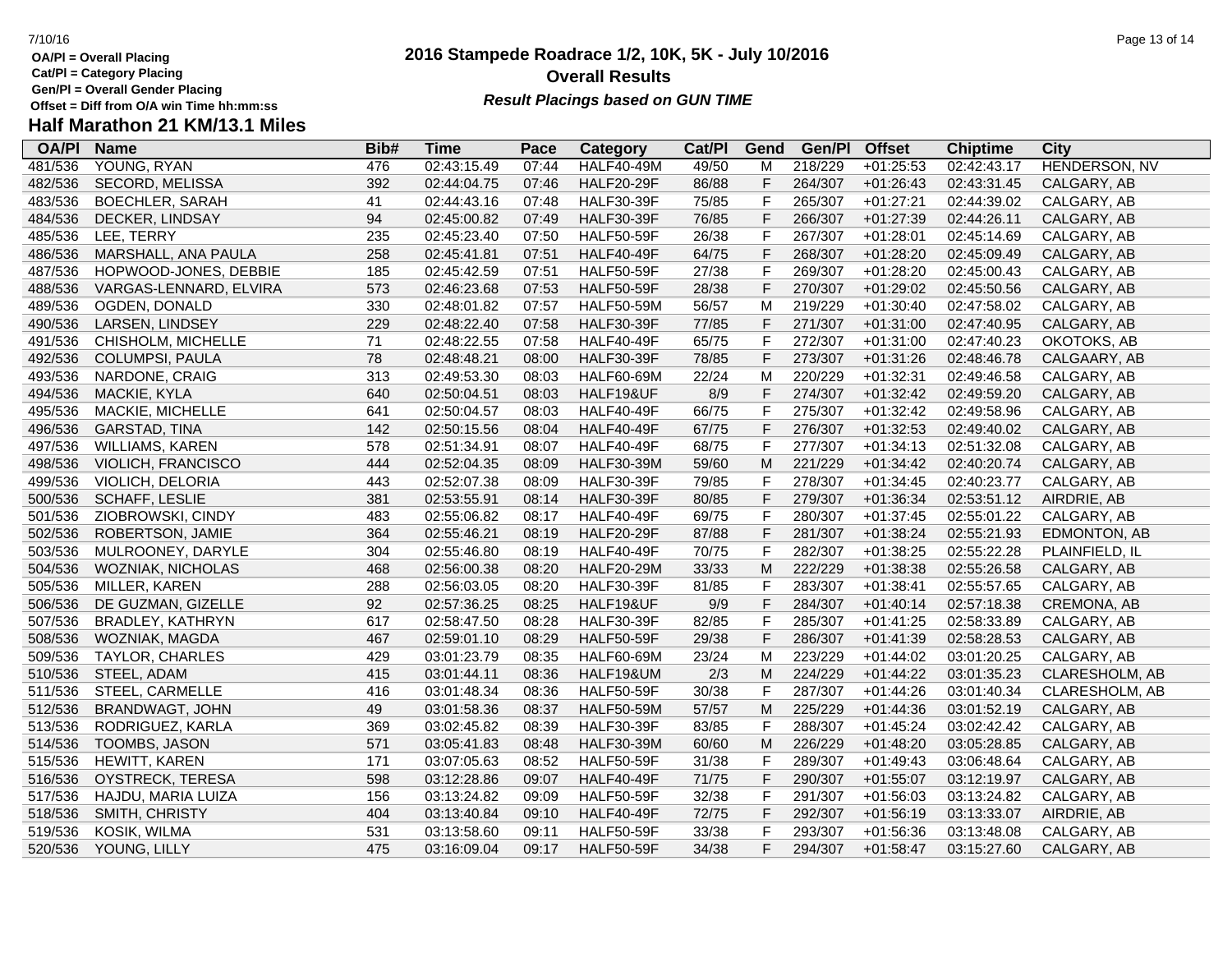OA/Pl = Overall Placing
Cat/Pl = Category Placing
Gen/Pl = Overall Gender Placing
Offset = Diff from O/A win Time hh:mm:ss

# 2016 Stampede Roadrace 1/2, 10K, 5K - July 10/2016

## Overall Results

***Result Placings based on GUN TIME***

## Half Marathon 21 KM/13.1 Miles

| OA/Pl | Name | Bib# | Time | Pace | Category | Cat/Pl | Gend | Gen/Pl | Offset | Chiptime | City |
|---|---|---|---|---|---|---|---|---|---|---|---|
| 481/536 | YOUNG, RYAN | 476 | 02:43:15.49 | 07:44 | HALF40-49M | 49/50 | M | 218/229 | +01:25:53 | 02:42:43.17 | HENDERSON, NV |
| 482/536 | SECORD, MELISSA | 392 | 02:44:04.75 | 07:46 | HALF20-29F | 86/88 | F | 264/307 | +01:26:43 | 02:43:31.45 | CALGARY, AB |
| 483/536 | BOECHLER, SARAH | 41 | 02:44:43.16 | 07:48 | HALF30-39F | 75/85 | F | 265/307 | +01:27:21 | 02:44:39.02 | CALGARY, AB |
| 484/536 | DECKER, LINDSAY | 94 | 02:45:00.82 | 07:49 | HALF30-39F | 76/85 | F | 266/307 | +01:27:39 | 02:44:26.11 | CALGARY, AB |
| 485/536 | LEE, TERRY | 235 | 02:45:23.40 | 07:50 | HALF50-59F | 26/38 | F | 267/307 | +01:28:01 | 02:45:14.69 | CALGARY, AB |
| 486/536 | MARSHALL, ANA PAULA | 258 | 02:45:41.81 | 07:51 | HALF40-49F | 64/75 | F | 268/307 | +01:28:20 | 02:45:09.49 | CALGARY, AB |
| 487/536 | HOPWOOD-JONES, DEBBIE | 185 | 02:45:42.59 | 07:51 | HALF50-59F | 27/38 | F | 269/307 | +01:28:20 | 02:45:00.43 | CALGARY, AB |
| 488/536 | VARGAS-LENNARD, ELVIRA | 573 | 02:46:23.68 | 07:53 | HALF50-59F | 28/38 | F | 270/307 | +01:29:02 | 02:45:50.56 | CALGARY, AB |
| 489/536 | OGDEN, DONALD | 330 | 02:48:01.82 | 07:57 | HALF50-59M | 56/57 | M | 219/229 | +01:30:40 | 02:47:58.02 | CALGARY, AB |
| 490/536 | LARSEN, LINDSEY | 229 | 02:48:22.40 | 07:58 | HALF30-39F | 77/85 | F | 271/307 | +01:31:00 | 02:47:40.95 | CALGARY, AB |
| 491/536 | CHISHOLM, MICHELLE | 71 | 02:48:22.55 | 07:58 | HALF40-49F | 65/75 | F | 272/307 | +01:31:00 | 02:47:40.23 | OKOTOKS, AB |
| 492/536 | COLUMPSI, PAULA | 78 | 02:48:48.21 | 08:00 | HALF30-39F | 78/85 | F | 273/307 | +01:31:26 | 02:48:46.78 | CALGAARY, AB |
| 493/536 | NARDONE, CRAIG | 313 | 02:49:53.30 | 08:03 | HALF60-69M | 22/24 | M | 220/229 | +01:32:31 | 02:49:46.58 | CALGARY, AB |
| 494/536 | MACKIE, KYLA | 640 | 02:50:04.51 | 08:03 | HALF19&UF | 8/9 | F | 274/307 | +01:32:42 | 02:49:59.20 | CALGARY, AB |
| 495/536 | MACKIE, MICHELLE | 641 | 02:50:04.57 | 08:03 | HALF40-49F | 66/75 | F | 275/307 | +01:32:42 | 02:49:58.96 | CALGARY, AB |
| 496/536 | GARSTAD, TINA | 142 | 02:50:15.56 | 08:04 | HALF40-49F | 67/75 | F | 276/307 | +01:32:53 | 02:49:40.02 | CALGARY, AB |
| 497/536 | WILLIAMS, KAREN | 578 | 02:51:34.91 | 08:07 | HALF40-49F | 68/75 | F | 277/307 | +01:34:13 | 02:51:32.08 | CALGARY, AB |
| 498/536 | VIOLICH, FRANCISCO | 444 | 02:52:04.35 | 08:09 | HALF30-39M | 59/60 | M | 221/229 | +01:34:42 | 02:40:20.74 | CALGARY, AB |
| 499/536 | VIOLICH, DELORIA | 443 | 02:52:07.38 | 08:09 | HALF30-39F | 79/85 | F | 278/307 | +01:34:45 | 02:40:23.77 | CALGARY, AB |
| 500/536 | SCHAFF, LESLIE | 381 | 02:53:55.91 | 08:14 | HALF30-39F | 80/85 | F | 279/307 | +01:36:34 | 02:53:51.12 | AIRDRIE, AB |
| 501/536 | ZIOBROWSKI, CINDY | 483 | 02:55:06.82 | 08:17 | HALF40-49F | 69/75 | F | 280/307 | +01:37:45 | 02:55:01.22 | CALGARY, AB |
| 502/536 | ROBERTSON, JAMIE | 364 | 02:55:46.21 | 08:19 | HALF20-29F | 87/88 | F | 281/307 | +01:38:24 | 02:55:21.93 | EDMONTON, AB |
| 503/536 | MULROONEY, DARYLE | 304 | 02:55:46.80 | 08:19 | HALF40-49F | 70/75 | F | 282/307 | +01:38:25 | 02:55:22.28 | PLAINFIELD, IL |
| 504/536 | WOZNIAK, NICHOLAS | 468 | 02:56:00.38 | 08:20 | HALF20-29M | 33/33 | M | 222/229 | +01:38:38 | 02:55:26.58 | CALGARY, AB |
| 505/536 | MILLER, KAREN | 288 | 02:56:03.05 | 08:20 | HALF30-39F | 81/85 | F | 283/307 | +01:38:41 | 02:55:57.65 | CALGARY, AB |
| 506/536 | DE GUZMAN, GIZELLE | 92 | 02:57:36.25 | 08:25 | HALF19&UF | 9/9 | F | 284/307 | +01:40:14 | 02:57:18.38 | CREMONA, AB |
| 507/536 | BRADLEY, KATHRYN | 617 | 02:58:47.50 | 08:28 | HALF30-39F | 82/85 | F | 285/307 | +01:41:25 | 02:58:33.89 | CALGARY, AB |
| 508/536 | WOZNIAK, MAGDA | 467 | 02:59:01.10 | 08:29 | HALF50-59F | 29/38 | F | 286/307 | +01:41:39 | 02:58:28.53 | CALGARY, AB |
| 509/536 | TAYLOR, CHARLES | 429 | 03:01:23.79 | 08:35 | HALF60-69M | 23/24 | M | 223/229 | +01:44:02 | 03:01:20.25 | CALGARY, AB |
| 510/536 | STEEL, ADAM | 415 | 03:01:44.11 | 08:36 | HALF19&UM | 2/3 | M | 224/229 | +01:44:22 | 03:01:35.23 | CLARESHOLM, AB |
| 511/536 | STEEL, CARMELLE | 416 | 03:01:48.34 | 08:36 | HALF50-59F | 30/38 | F | 287/307 | +01:44:26 | 03:01:40.34 | CLARESHOLM, AB |
| 512/536 | BRANDWAGT, JOHN | 49 | 03:01:58.36 | 08:37 | HALF50-59M | 57/57 | M | 225/229 | +01:44:36 | 03:01:52.19 | CALGARY, AB |
| 513/536 | RODRIGUEZ, KARLA | 369 | 03:02:45.82 | 08:39 | HALF30-39F | 83/85 | F | 288/307 | +01:45:24 | 03:02:42.42 | CALGARY, AB |
| 514/536 | TOOMBS, JASON | 571 | 03:05:41.83 | 08:48 | HALF30-39M | 60/60 | M | 226/229 | +01:48:20 | 03:05:28.85 | CALGARY, AB |
| 515/536 | HEWITT, KAREN | 171 | 03:07:05.63 | 08:52 | HALF50-59F | 31/38 | F | 289/307 | +01:49:43 | 03:06:48.64 | CALGARY, AB |
| 516/536 | OYSTRECK, TERESA | 598 | 03:12:28.86 | 09:07 | HALF40-49F | 71/75 | F | 290/307 | +01:55:07 | 03:12:19.97 | CALGARY, AB |
| 517/536 | HAJDU, MARIA LUIZA | 156 | 03:13:24.82 | 09:09 | HALF50-59F | 32/38 | F | 291/307 | +01:56:03 | 03:13:24.82 | CALGARY, AB |
| 518/536 | SMITH, CHRISTY | 404 | 03:13:40.84 | 09:10 | HALF40-49F | 72/75 | F | 292/307 | +01:56:19 | 03:13:33.07 | AIRDRIE, AB |
| 519/536 | KOSIK, WILMA | 531 | 03:13:58.60 | 09:11 | HALF50-59F | 33/38 | F | 293/307 | +01:56:36 | 03:13:48.08 | CALGARY, AB |
| 520/536 | YOUNG, LILLY | 475 | 03:16:09.04 | 09:17 | HALF50-59F | 34/38 | F | 294/307 | +01:58:47 | 03:15:27.60 | CALGARY, AB |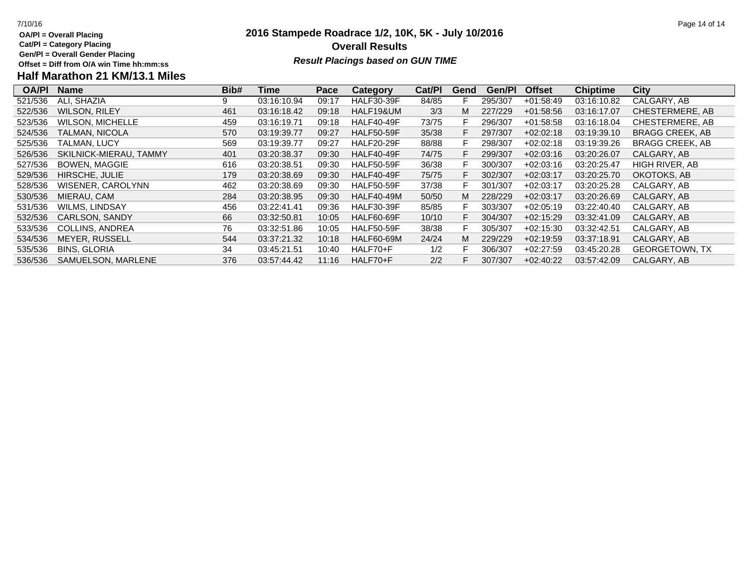OA/Pl = Overall Placing
Cat/Pl = Category Placing
Gen/Pl = Overall Gender Placing
Offset = Diff from O/A win Time hh:mm:ss

# 2016 Stampede Roadrace 1/2, 10K, 5K - July 10/2016

## Overall Results

***Result Placings based on GUN TIME***

## Half Marathon 21 KM/13.1 Miles

| OA/Pl | Name | Bib# | Time | Pace | Category | Cat/Pl | Gend | Gen/Pl | Offset | Chiptime | City |
|---|---|---|---|---|---|---|---|---|---|---|---|
| 521/536 | ALI, SHAZIA | 9 | 03:16:10.94 | 09:17 | HALF30-39F | 84/85 | F | 295/307 | +01:58:49 | 03:16:10.82 | CALGARY, AB |
| 522/536 | WILSON, RILEY | 461 | 03:16:18.42 | 09:18 | HALF19&UM | 3/3 | M | 227/229 | +01:58:56 | 03:16:17.07 | CHESTERMERE, AB |
| 523/536 | WILSON, MICHELLE | 459 | 03:16:19.71 | 09:18 | HALF40-49F | 73/75 | F | 296/307 | +01:58:58 | 03:16:18.04 | CHESTERMERE, AB |
| 524/536 | TALMAN, NICOLA | 570 | 03:19:39.77 | 09:27 | HALF50-59F | 35/38 | F | 297/307 | +02:02:18 | 03:19:39.10 | BRAGG CREEK, AB |
| 525/536 | TALMAN, LUCY | 569 | 03:19:39.77 | 09:27 | HALF20-29F | 88/88 | F | 298/307 | +02:02:18 | 03:19:39.26 | BRAGG CREEK, AB |
| 526/536 | SKILNICK-MIERAU, TAMMY | 401 | 03:20:38.37 | 09:30 | HALF40-49F | 74/75 | F | 299/307 | +02:03:16 | 03:20:26.07 | CALGARY, AB |
| 527/536 | BOWEN, MAGGIE | 616 | 03:20:38.51 | 09:30 | HALF50-59F | 36/38 | F | 300/307 | +02:03:16 | 03:20:25.47 | HIGH RIVER, AB |
| 529/536 | HIRSCHE, JULIE | 179 | 03:20:38.69 | 09:30 | HALF40-49F | 75/75 | F | 302/307 | +02:03:17 | 03:20:25.70 | OKOTOKS, AB |
| 528/536 | WISENER, CAROLYNN | 462 | 03:20:38.69 | 09:30 | HALF50-59F | 37/38 | F | 301/307 | +02:03:17 | 03:20:25.28 | CALGARY, AB |
| 530/536 | MIERAU, CAM | 284 | 03:20:38.95 | 09:30 | HALF40-49M | 50/50 | M | 228/229 | +02:03:17 | 03:20:26.69 | CALGARY, AB |
| 531/536 | WILMS, LINDSAY | 456 | 03:22:41.41 | 09:36 | HALF30-39F | 85/85 | F | 303/307 | +02:05:19 | 03:22:40.40 | CALGARY, AB |
| 532/536 | CARLSON, SANDY | 66 | 03:32:50.81 | 10:05 | HALF60-69F | 10/10 | F | 304/307 | +02:15:29 | 03:32:41.09 | CALGARY, AB |
| 533/536 | COLLINS, ANDREA | 76 | 03:32:51.86 | 10:05 | HALF50-59F | 38/38 | F | 305/307 | +02:15:30 | 03:32:42.51 | CALGARY, AB |
| 534/536 | MEYER, RUSSELL | 544 | 03:37:21.32 | 10:18 | HALF60-69M | 24/24 | M | 229/229 | +02:19:59 | 03:37:18.91 | CALGARY, AB |
| 535/536 | BINS, GLORIA | 34 | 03:45:21.51 | 10:40 | HALF70+F | 1/2 | F | 306/307 | +02:27:59 | 03:45:20.28 | GEORGETOWN, TX |
| 536/536 | SAMUELSON, MARLENE | 376 | 03:57:44.42 | 11:16 | HALF70+F | 2/2 | F | 307/307 | +02:40:22 | 03:57:42.09 | CALGARY, AB |